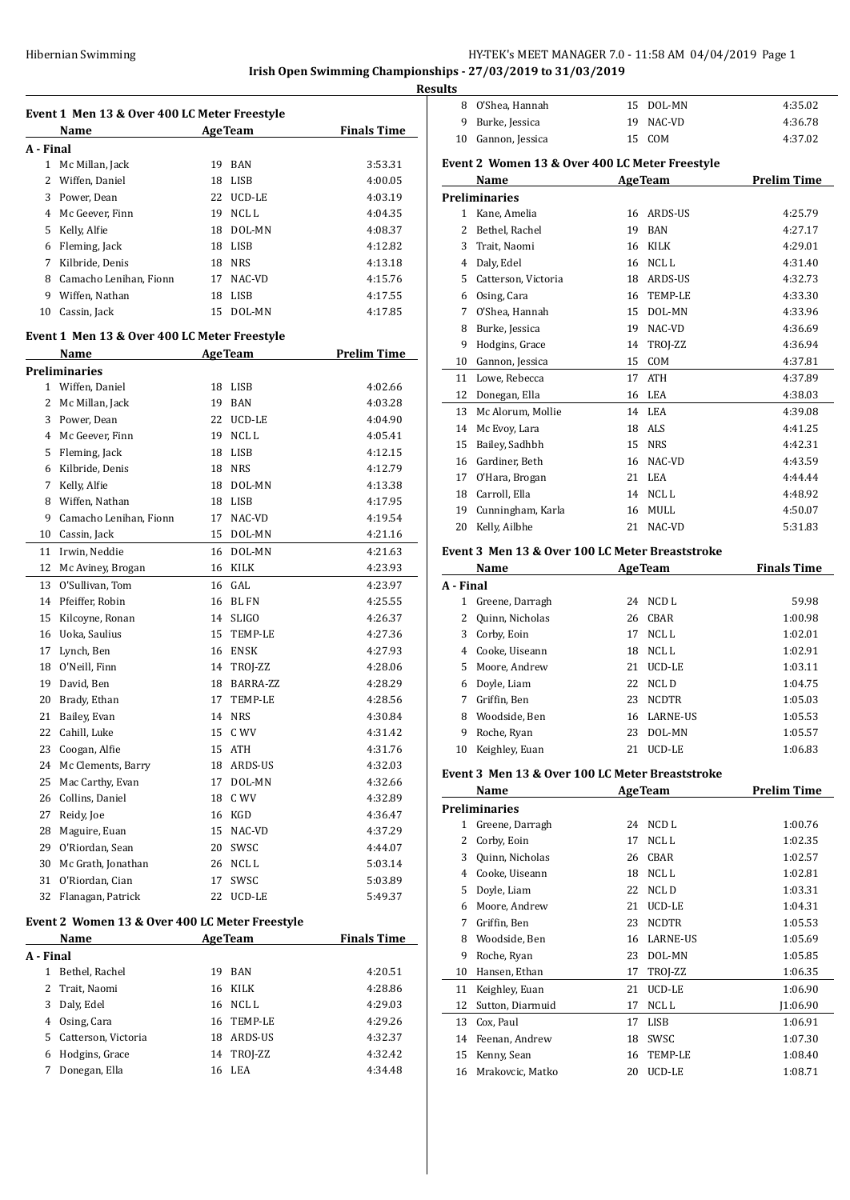Hibernian Swimming

**Irish Open Swimming Championships - 27/03/2019 to 31/03/2019**

**Results**

### Event 1 Men 13 & Over 400 LC Meter Freestyle

| | Name | Age | Team | Finals Time |
|---|---|---|---|---|
| **A - Final** | | | | |
| 1 | Mc Millan, Jack | 19 | BAN | 3:53.31 |
| 2 | Wiffen, Daniel | 18 | LISB | 4:00.05 |
| 3 | Power, Dean | 22 | UCD-LE | 4:03.19 |
| 4 | Mc Geever, Finn | 19 | NCL L | 4:04.35 |
| 5 | Kelly, Alfie | 18 | DOL-MN | 4:08.37 |
| 6 | Fleming, Jack | 18 | LISB | 4:12.82 |
| 7 | Kilbride, Denis | 18 | NRS | 4:13.18 |
| 8 | Camacho Lenihan, Fionn | 17 | NAC-VD | 4:15.76 |
| 9 | Wiffen, Nathan | 18 | LISB | 4:17.55 |
| 10 | Cassin, Jack | 15 | DOL-MN | 4:17.85 |

### Event 1 Men 13 & Over 400 LC Meter Freestyle

| | Name | Age | Team | Prelim Time |
|---|---|---|---|---|
| **Preliminaries** | | | | |
| 1 | Wiffen, Daniel | 18 | LISB | 4:02.66 |
| 2 | Mc Millan, Jack | 19 | BAN | 4:03.28 |
| 3 | Power, Dean | 22 | UCD-LE | 4:04.90 |
| 4 | Mc Geever, Finn | 19 | NCL L | 4:05.41 |
| 5 | Fleming, Jack | 18 | LISB | 4:12.15 |
| 6 | Kilbride, Denis | 18 | NRS | 4:12.79 |
| 7 | Kelly, Alfie | 18 | DOL-MN | 4:13.38 |
| 8 | Wiffen, Nathan | 18 | LISB | 4:17.95 |
| 9 | Camacho Lenihan, Fionn | 17 | NAC-VD | 4:19.54 |
| 10 | Cassin, Jack | 15 | DOL-MN | 4:21.16 |
| 11 | Irwin, Neddie | 16 | DOL-MN | 4:21.63 |
| 12 | Mc Aviney, Brogan | 16 | KILK | 4:23.93 |
| 13 | O'Sullivan, Tom | 16 | GAL | 4:23.97 |
| 14 | Pfeiffer, Robin | 16 | BL FN | 4:25.55 |
| 15 | Kilcoyne, Ronan | 14 | SLIGO | 4:26.37 |
| 16 | Uoka, Saulius | 15 | TEMP-LE | 4:27.36 |
| 17 | Lynch, Ben | 16 | ENSK | 4:27.93 |
| 18 | O'Neill, Finn | 14 | TROJ-ZZ | 4:28.06 |
| 19 | David, Ben | 18 | BARRA-ZZ | 4:28.29 |
| 20 | Brady, Ethan | 17 | TEMP-LE | 4:28.56 |
| 21 | Bailey, Evan | 14 | NRS | 4:30.84 |
| 22 | Cahill, Luke | 15 | C WV | 4:31.42 |
| 23 | Coogan, Alfie | 15 | ATH | 4:31.76 |
| 24 | Mc Clements, Barry | 18 | ARDS-US | 4:32.03 |
| 25 | Mac Carthy, Evan | 17 | DOL-MN | 4:32.66 |
| 26 | Collins, Daniel | 18 | C WV | 4:32.89 |
| 27 | Reidy, Joe | 16 | KGD | 4:36.47 |
| 28 | Maguire, Euan | 15 | NAC-VD | 4:37.29 |
| 29 | O'Riordan, Sean | 20 | SWSC | 4:44.07 |
| 30 | Mc Grath, Jonathan | 26 | NCL L | 5:03.14 |
| 31 | O'Riordan, Cian | 17 | SWSC | 5:03.89 |
| 32 | Flanagan, Patrick | 22 | UCD-LE | 5:49.37 |

### Event 2 Women 13 & Over 400 LC Meter Freestyle

| | Name | Age | Team | Finals Time |
|---|---|---|---|---|
| **A - Final** | | | | |
| 1 | Bethel, Rachel | 19 | BAN | 4:20.51 |
| 2 | Trait, Naomi | 16 | KILK | 4:28.86 |
| 3 | Daly, Edel | 16 | NCL L | 4:29.03 |
| 4 | Osing, Cara | 16 | TEMP-LE | 4:29.26 |
| 5 | Catterson, Victoria | 18 | ARDS-US | 4:32.37 |
| 6 | Hodgins, Grace | 14 | TROJ-ZZ | 4:32.42 |
| 7 | Donegan, Ella | 16 | LEA | 4:34.48 |
| 8 | O'Shea, Hannah | 15 | DOL-MN | 4:35.02 |
| 9 | Burke, Jessica | 19 | NAC-VD | 4:36.78 |
| 10 | Gannon, Jessica | 15 | COM | 4:37.02 |

### Event 2 Women 13 & Over 400 LC Meter Freestyle

| | Name | Age | Team | Prelim Time |
|---|---|---|---|---|
| **Preliminaries** | | | | |
| 1 | Kane, Amelia | 16 | ARDS-US | 4:25.79 |
| 2 | Bethel, Rachel | 19 | BAN | 4:27.17 |
| 3 | Trait, Naomi | 16 | KILK | 4:29.01 |
| 4 | Daly, Edel | 16 | NCL L | 4:31.40 |
| 5 | Catterson, Victoria | 18 | ARDS-US | 4:32.73 |
| 6 | Osing, Cara | 16 | TEMP-LE | 4:33.30 |
| 7 | O'Shea, Hannah | 15 | DOL-MN | 4:33.96 |
| 8 | Burke, Jessica | 19 | NAC-VD | 4:36.69 |
| 9 | Hodgins, Grace | 14 | TROJ-ZZ | 4:36.94 |
| 10 | Gannon, Jessica | 15 | COM | 4:37.81 |
| 11 | Lowe, Rebecca | 17 | ATH | 4:37.89 |
| 12 | Donegan, Ella | 16 | LEA | 4:38.03 |
| 13 | Mc Alorum, Mollie | 14 | LEA | 4:39.08 |
| 14 | Mc Evoy, Lara | 18 | ALS | 4:41.25 |
| 15 | Bailey, Sadhbh | 15 | NRS | 4:42.31 |
| 16 | Gardiner, Beth | 16 | NAC-VD | 4:43.59 |
| 17 | O'Hara, Brogan | 21 | LEA | 4:44.44 |
| 18 | Carroll, Ella | 14 | NCL L | 4:48.92 |
| 19 | Cunningham, Karla | 16 | MULL | 4:50.07 |
| 20 | Kelly, Ailbhe | 21 | NAC-VD | 5:31.83 |

### Event 3 Men 13 & Over 100 LC Meter Breaststroke

| | Name | Age | Team | Finals Time |
|---|---|---|---|---|
| **A - Final** | | | | |
| 1 | Greene, Darragh | 24 | NCD L | 59.98 |
| 2 | Quinn, Nicholas | 26 | CBAR | 1:00.98 |
| 3 | Corby, Eoin | 17 | NCL L | 1:02.01 |
| 4 | Cooke, Uiseann | 18 | NCL L | 1:02.91 |
| 5 | Moore, Andrew | 21 | UCD-LE | 1:03.11 |
| 6 | Doyle, Liam | 22 | NCL D | 1:04.75 |
| 7 | Griffin, Ben | 23 | NCDTR | 1:05.03 |
| 8 | Woodside, Ben | 16 | LARNE-US | 1:05.53 |
| 9 | Roche, Ryan | 23 | DOL-MN | 1:05.57 |
| 10 | Keighley, Euan | 21 | UCD-LE | 1:06.83 |

### Event 3 Men 13 & Over 100 LC Meter Breaststroke

| | Name | Age | Team | Prelim Time |
|---|---|---|---|---|
| **Preliminaries** | | | | |
| 1 | Greene, Darragh | 24 | NCD L | 1:00.76 |
| 2 | Corby, Eoin | 17 | NCL L | 1:02.35 |
| 3 | Quinn, Nicholas | 26 | CBAR | 1:02.57 |
| 4 | Cooke, Uiseann | 18 | NCL L | 1:02.81 |
| 5 | Doyle, Liam | 22 | NCL D | 1:03.31 |
| 6 | Moore, Andrew | 21 | UCD-LE | 1:04.31 |
| 7 | Griffin, Ben | 23 | NCDTR | 1:05.53 |
| 8 | Woodside, Ben | 16 | LARNE-US | 1:05.69 |
| 9 | Roche, Ryan | 23 | DOL-MN | 1:05.85 |
| 10 | Hansen, Ethan | 17 | TROJ-ZZ | 1:06.35 |
| 11 | Keighley, Euan | 21 | UCD-LE | 1:06.90 |
| 12 | Sutton, Diarmuid | 17 | NCL L | J1:06.90 |
| 13 | Cox, Paul | 17 | LISB | 1:06.91 |
| 14 | Feenan, Andrew | 18 | SWSC | 1:07.30 |
| 15 | Kenny, Sean | 16 | TEMP-LE | 1:08.40 |
| 16 | Mrakovcic, Matko | 20 | UCD-LE | 1:08.71 |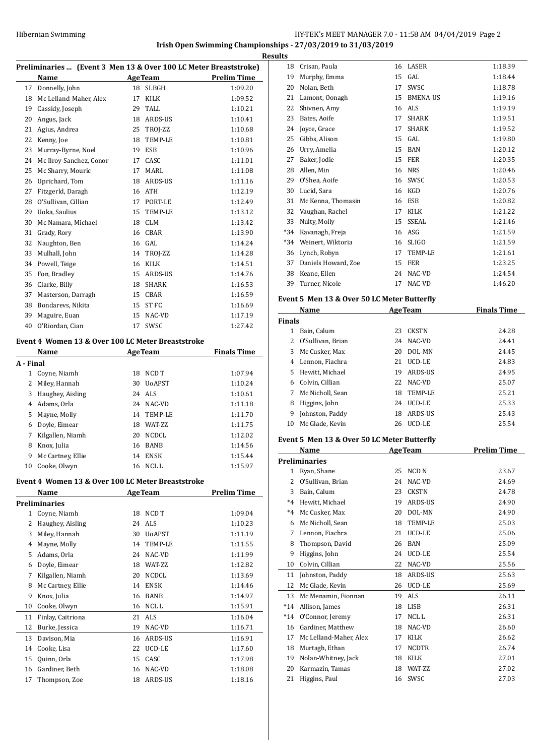## Irish Open Swimming Championships - 27/03/2019 to 31/03/2019

### Results

#### Preliminaries ... (Event 3 Men 13 & Over 100 LC Meter Breaststroke)

| | Name | Age | Team | Prelim Time |
|---|---|---|---|---|
| 17 | Donnelly, John | 18 | SLBGH | 1:09.20 |
| 18 | Mc Lelland-Maher, Alex | 17 | KILK | 1:09.52 |
| 19 | Cassidy, Joseph | 29 | TALL | 1:10.21 |
| 20 | Angus, Jack | 18 | ARDS-US | 1:10.41 |
| 21 | Agius, Andrea | 25 | TROJ-ZZ | 1:10.68 |
| 22 | Kenny, Joe | 18 | TEMP-LE | 1:10.81 |
| 23 | Murray-Byrne, Noel | 19 | ESB | 1:10.96 |
| 24 | Mc Ilroy-Sanchez, Conor | 17 | CASC | 1:11.01 |
| 25 | Mc Sharry, Mouric | 17 | MARL | 1:11.08 |
| 26 | Uprichard, Tom | 18 | ARDS-US | 1:11.16 |
| 27 | Fitzgerld, Daragh | 16 | ATH | 1:12.19 |
| 28 | O'Sullivan, Cillian | 17 | PORT-LE | 1:12.49 |
| 29 | Uoka, Saulius | 15 | TEMP-LE | 1:13.12 |
| 30 | Mc Namara, Michael | 18 | CLM | 1:13.42 |
| 31 | Grady, Rory | 16 | CBAR | 1:13.90 |
| 32 | Naughton, Ben | 16 | GAL | 1:14.24 |
| 33 | Mulhall, John | 14 | TROJ-ZZ | 1:14.28 |
| 34 | Powell, Teige | 16 | KILK | 1:14.51 |
| 35 | Fon, Bradley | 15 | ARDS-US | 1:14.76 |
| 36 | Clarke, Billy | 18 | SHARK | 1:16.53 |
| 37 | Masterson, Darragh | 15 | CBAR | 1:16.59 |
| 38 | Bondarevs, Nikita | 15 | ST FC | 1:16.69 |
| 39 | Maguire, Euan | 15 | NAC-VD | 1:17.19 |
| 40 | O'Riordan, Cian | 17 | SWSC | 1:27.42 |

#### Event 4 Women 13 & Over 100 LC Meter Breaststroke

| | Name | Age | Team | Finals Time |
|---|---|---|---|---|
| **A - Final** | | | | |
| 1 | Coyne, Niamh | 18 | NCD T | 1:07.94 |
| 2 | Miley, Hannah | 30 | UoAPST | 1:10.24 |
| 3 | Haughey, Aisling | 24 | ALS | 1:10.61 |
| 4 | Adams, Orla | 24 | NAC-VD | 1:11.18 |
| 5 | Mayne, Molly | 14 | TEMP-LE | 1:11.70 |
| 6 | Doyle, Eimear | 18 | WAT-ZZ | 1:11.75 |
| 7 | Kilgallen, Niamh | 20 | NCDCL | 1:12.02 |
| 8 | Knox, Julia | 16 | BANB | 1:14.56 |
| 9 | Mc Cartney, Ellie | 14 | ENSK | 1:15.44 |
| 10 | Cooke, Olwyn | 16 | NCL L | 1:15.97 |

#### Event 4 Women 13 & Over 100 LC Meter Breaststroke

| | Name | Age | Team | Prelim Time |
|---|---|---|---|---|
| **Preliminaries** | | | | |
| 1 | Coyne, Niamh | 18 | NCD T | 1:09.04 |
| 2 | Haughey, Aisling | 24 | ALS | 1:10.23 |
| 3 | Miley, Hannah | 30 | UoAPST | 1:11.19 |
| 4 | Mayne, Molly | 14 | TEMP-LE | 1:11.55 |
| 5 | Adams, Orla | 24 | NAC-VD | 1:11.99 |
| 6 | Doyle, Eimear | 18 | WAT-ZZ | 1:12.82 |
| 7 | Kilgallen, Niamh | 20 | NCDCL | 1:13.69 |
| 8 | Mc Cartney, Ellie | 14 | ENSK | 1:14.46 |
| 9 | Knox, Julia | 16 | BANB | 1:14.97 |
| 10 | Cooke, Olwyn | 16 | NCL L | 1:15.91 |
| 11 | Finlay, Caitriona | 21 | ALS | 1:16.04 |
| 12 | Burke, Jessica | 19 | NAC-VD | 1:16.71 |
| 13 | Davison, Mia | 16 | ARDS-US | 1:16.91 |
| 14 | Cooke, Lisa | 22 | UCD-LE | 1:17.60 |
| 15 | Quinn, Orla | 15 | CASC | 1:17.98 |
| 16 | Gardiner, Beth | 16 | NAC-VD | 1:18.08 |
| 17 | Thompson, Zoe | 18 | ARDS-US | 1:18.16 |
| 18 | Crisan, Paula | 16 | LASER | 1:18.39 |
| 19 | Murphy, Emma | 15 | GAL | 1:18.44 |
| 20 | Nolan, Beth | 17 | SWSC | 1:18.78 |
| 21 | Lamont, Oonagh | 15 | BMENA-US | 1:19.16 |
| 22 | Shivnen, Amy | 16 | ALS | 1:19.19 |
| 23 | Bates, Aoife | 17 | SHARK | 1:19.51 |
| 24 | Joyce, Grace | 17 | SHARK | 1:19.52 |
| 25 | Gibbs, Alison | 15 | GAL | 1:19.80 |
| 26 | Urry, Amelia | 15 | BAN | 1:20.12 |
| 27 | Baker, Jodie | 15 | FER | 1:20.35 |
| 28 | Allen, Min | 16 | NRS | 1:20.46 |
| 29 | O'Shea, Aoife | 16 | SWSC | 1:20.53 |
| 30 | Lucid, Sara | 16 | KGD | 1:20.76 |
| 31 | Mc Kenna, Thomasin | 16 | ESB | 1:20.82 |
| 32 | Vaughan, Rachel | 17 | KILK | 1:21.22 |
| 33 | Nulty, Molly | 15 | SSEAL | 1:21.46 |
| *34 | Kavanagh, Freja | 16 | ASG | 1:21.59 |
| *34 | Weinert, Wiktoria | 16 | SLIGO | 1:21.59 |
| 36 | Lynch, Robyn | 17 | TEMP-LE | 1:21.61 |
| 37 | Daniels Howard, Zoe | 15 | FER | 1:23.25 |
| 38 | Keane, Ellen | 24 | NAC-VD | 1:24.54 |
| 39 | Turner, Nicole | 17 | NAC-VD | 1:46.20 |

#### Event 5 Men 13 & Over 50 LC Meter Butterfly

| | Name | Age | Team | Finals Time |
|---|---|---|---|---|
| **Finals** | | | | |
| 1 | Bain, Calum | 23 | CKSTN | 24.28 |
| 2 | O'Sullivan, Brian | 24 | NAC-VD | 24.41 |
| 3 | Mc Cusker, Max | 20 | DOL-MN | 24.45 |
| 4 | Lennon, Fiachra | 21 | UCD-LE | 24.83 |
| 5 | Hewitt, Michael | 19 | ARDS-US | 24.95 |
| 6 | Colvin, Cillian | 22 | NAC-VD | 25.07 |
| 7 | Mc Nicholl, Sean | 18 | TEMP-LE | 25.21 |
| 8 | Higgins, John | 24 | UCD-LE | 25.33 |
| 9 | Johnston, Paddy | 18 | ARDS-US | 25.43 |
| 10 | Mc Glade, Kevin | 26 | UCD-LE | 25.54 |

#### Event 5 Men 13 & Over 50 LC Meter Butterfly

| | Name | Age | Team | Prelim Time |
|---|---|---|---|---|
| **Preliminaries** | | | | |
| 1 | Ryan, Shane | 25 | NCD N | 23.67 |
| 2 | O'Sullivan, Brian | 24 | NAC-VD | 24.69 |
| 3 | Bain, Calum | 23 | CKSTN | 24.78 |
| *4 | Hewitt, Michael | 19 | ARDS-US | 24.90 |
| *4 | Mc Cusker, Max | 20 | DOL-MN | 24.90 |
| 6 | Mc Nicholl, Sean | 18 | TEMP-LE | 25.03 |
| 7 | Lennon, Fiachra | 21 | UCD-LE | 25.06 |
| 8 | Thompson, David | 26 | BAN | 25.09 |
| 9 | Higgins, John | 24 | UCD-LE | 25.54 |
| 10 | Colvin, Cillian | 22 | NAC-VD | 25.56 |
| 11 | Johnston, Paddy | 18 | ARDS-US | 25.63 |
| 12 | Mc Glade, Kevin | 26 | UCD-LE | 25.69 |
| 13 | Mc Menamin, Fionnan | 19 | ALS | 26.11 |
| *14 | Allison, James | 18 | LISB | 26.31 |
| *14 | O'Connor, Jeremy | 17 | NCL L | 26.31 |
| 16 | Gardiner, Matthew | 18 | NAC-VD | 26.60 |
| 17 | Mc Lelland-Maher, Alex | 17 | KILK | 26.62 |
| 18 | Murtagh, Ethan | 17 | NCDTR | 26.74 |
| 19 | Nolan-Whitney, Jack | 18 | KILK | 27.01 |
| 20 | Karmazin, Tamas | 18 | WAT-ZZ | 27.02 |
| 21 | Higgins, Paul | 16 | SWSC | 27.03 |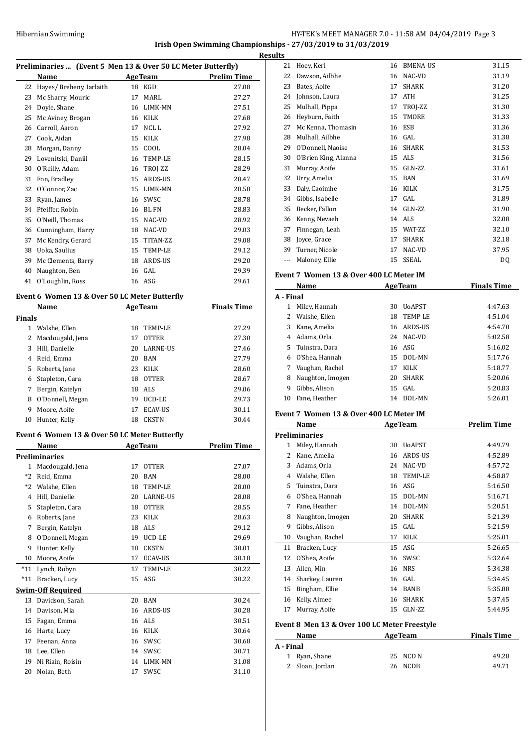## Results

### Preliminaries ... (Event 5 Men 13 & Over 50 LC Meter Butterfly)

| | Name | Age | Team | Prelim Time |
|---|---|---|---|---|
| 22 | Hayes/ Breheny, Iarlaith | 18 | KGD | 27.08 |
| 23 | Mc Sharry, Mouric | 17 | MARL | 27.27 |
| 24 | Doyle, Shane | 16 | LIMK-MN | 27.51 |
| 25 | Mc Aviney, Brogan | 16 | KILK | 27.68 |
| 26 | Carroll, Aaron | 17 | NCL L | 27.92 |
| 27 | Cook, Aidan | 15 | KILK | 27.98 |
| 28 | Morgan, Danny | 15 | COOL | 28.04 |
| 29 | Lovenitski, Daniil | 16 | TEMP-LE | 28.15 |
| 30 | O'Reilly, Adam | 16 | TROJ-ZZ | 28.29 |
| 31 | Fon, Bradley | 15 | ARDS-US | 28.47 |
| 32 | O'Connor, Zac | 15 | LIMK-MN | 28.58 |
| 33 | Ryan, James | 16 | SWSC | 28.78 |
| 34 | Pfeiffer, Robin | 16 | BL FN | 28.83 |
| 35 | O'Neill, Thomas | 15 | NAC-VD | 28.92 |
| 36 | Cunningham, Harry | 18 | NAC-VD | 29.03 |
| 37 | Mc Kendry, Gerard | 15 | TITAN-ZZ | 29.08 |
| 38 | Uoka, Saulius | 15 | TEMP-LE | 29.12 |
| 39 | Mc Clements, Barry | 18 | ARDS-US | 29.20 |
| 40 | Naughton, Ben | 16 | GAL | 29.39 |
| 41 | O'Loughlin, Ross | 16 | ASG | 29.61 |

### Event 6 Women 13 & Over 50 LC Meter Butterfly

| | Name | Age | Team | Finals Time |
|---|---|---|---|---|
| **Finals** | | | | |
| 1 | Walshe, Ellen | 18 | TEMP-LE | 27.29 |
| 2 | Macdougald, Jena | 17 | OTTER | 27.30 |
| 3 | Hill, Danielle | 20 | LARNE-US | 27.46 |
| 4 | Reid, Emma | 20 | BAN | 27.79 |
| 5 | Roberts, Jane | 23 | KILK | 28.60 |
| 6 | Stapleton, Cara | 18 | OTTER | 28.67 |
| 7 | Bergin, Katelyn | 18 | ALS | 29.06 |
| 8 | O'Donnell, Megan | 19 | UCD-LE | 29.73 |
| 9 | Moore, Aoife | 17 | ECAV-US | 30.11 |
| 10 | Hunter, Kelly | 18 | CKSTN | 30.44 |

### Event 6 Women 13 & Over 50 LC Meter Butterfly

| | Name | Age | Team | Prelim Time |
|---|---|---|---|---|
| **Preliminaries** | | | | |
| 1 | Macdougald, Jena | 17 | OTTER | 27.07 |
| *2 | Reid, Emma | 20 | BAN | 28.00 |
| *2 | Walshe, Ellen | 18 | TEMP-LE | 28.00 |
| 4 | Hill, Danielle | 20 | LARNE-US | 28.08 |
| 5 | Stapleton, Cara | 18 | OTTER | 28.55 |
| 6 | Roberts, Jane | 23 | KILK | 28.63 |
| 7 | Bergin, Katelyn | 18 | ALS | 29.12 |
| 8 | O'Donnell, Megan | 19 | UCD-LE | 29.69 |
| 9 | Hunter, Kelly | 18 | CKSTN | 30.01 |
| 10 | Moore, Aoife | 17 | ECAV-US | 30.18 |
| *11 | Lynch, Robyn | 17 | TEMP-LE | 30.22 |
| *11 | Bracken, Lucy | 15 | ASG | 30.22 |
| **Swim-Off Required** | | | | |
| 13 | Davidson, Sarah | 20 | BAN | 30.24 |
| 14 | Davison, Mia | 16 | ARDS-US | 30.28 |
| 15 | Fagan, Emma | 16 | ALS | 30.51 |
| 16 | Harte, Lucy | 16 | KILK | 30.64 |
| 17 | Feenan, Anna | 16 | SWSC | 30.68 |
| 18 | Lee, Ellen | 14 | SWSC | 30.71 |
| 19 | Ni Riain, Roisin | 14 | LIMK-MN | 31.08 |
| 20 | Nolan, Beth | 17 | SWSC | 31.10 |
| 21 | Hoey, Keri | 16 | BMENA-US | 31.15 |
| 22 | Dawson, Ailbhe | 16 | NAC-VD | 31.19 |
| 23 | Bates, Aoife | 17 | SHARK | 31.20 |
| 24 | Johnson, Laura | 17 | ATH | 31.25 |
| 25 | Mulhall, Pippa | 17 | TROJ-ZZ | 31.30 |
| 26 | Heyburn, Faith | 15 | TMORE | 31.33 |
| 27 | Mc Kenna, Thomasin | 16 | ESB | 31.36 |
| 28 | Mulhall, Ailbhe | 16 | GAL | 31.38 |
| 29 | O'Donnell, Naoise | 16 | SHARK | 31.53 |
| 30 | O'Brien King, Alanna | 15 | ALS | 31.56 |
| 31 | Murray, Aoife | 15 | GLN-ZZ | 31.61 |
| 32 | Urry, Amelia | 15 | BAN | 31.69 |
| 33 | Daly, Caoimhe | 16 | KILK | 31.75 |
| 34 | Gibbs, Isabelle | 17 | GAL | 31.89 |
| 35 | Becker, Fallon | 14 | GLN-ZZ | 31.90 |
| 36 | Kenny, Nevaeh | 14 | ALS | 32.08 |
| 37 | Finnegan, Leah | 15 | WAT-ZZ | 32.10 |
| 38 | Joyce, Grace | 17 | SHARK | 32.18 |
| 39 | Turner, Nicole | 17 | NAC-VD | 37.95 |
| --- | Maloney, Ellie | 15 | SSEAL | DQ |

### Event 7 Women 13 & Over 400 LC Meter IM

| | Name | Age | Team | Finals Time |
|---|---|---|---|---|
| **A - Final** | | | | |
| 1 | Miley, Hannah | 30 | UoAPST | 4:47.63 |
| 2 | Walshe, Ellen | 18 | TEMP-LE | 4:51.04 |
| 3 | Kane, Amelia | 16 | ARDS-US | 4:54.70 |
| 4 | Adams, Orla | 24 | NAC-VD | 5:02.58 |
| 5 | Tuinstra, Dara | 16 | ASG | 5:16.02 |
| 6 | O'Shea, Hannah | 15 | DOL-MN | 5:17.76 |
| 7 | Vaughan, Rachel | 17 | KILK | 5:18.77 |
| 8 | Naughton, Imogen | 20 | SHARK | 5:20.06 |
| 9 | Gibbs, Alison | 15 | GAL | 5:20.83 |
| 10 | Fane, Heather | 14 | DOL-MN | 5:26.01 |

### Event 7 Women 13 & Over 400 LC Meter IM

| | Name | Age | Team | Prelim Time |
|---|---|---|---|---|
| **Preliminaries** | | | | |
| 1 | Miley, Hannah | 30 | UoAPST | 4:49.79 |
| 2 | Kane, Amelia | 16 | ARDS-US | 4:52.89 |
| 3 | Adams, Orla | 24 | NAC-VD | 4:57.72 |
| 4 | Walshe, Ellen | 18 | TEMP-LE | 4:58.87 |
| 5 | Tuinstra, Dara | 16 | ASG | 5:16.50 |
| 6 | O'Shea, Hannah | 15 | DOL-MN | 5:16.71 |
| 7 | Fane, Heather | 14 | DOL-MN | 5:20.51 |
| 8 | Naughton, Imogen | 20 | SHARK | 5:21.39 |
| 9 | Gibbs, Alison | 15 | GAL | 5:21.59 |
| 10 | Vaughan, Rachel | 17 | KILK | 5:25.01 |
| 11 | Bracken, Lucy | 15 | ASG | 5:26.65 |
| 12 | O'Shea, Aoife | 16 | SWSC | 5:32.64 |
| 13 | Allen, Min | 16 | NRS | 5:34.38 |
| 14 | Sharkey, Lauren | 16 | GAL | 5:34.45 |
| 15 | Bingham, Ellie | 14 | BANB | 5:35.88 |
| 16 | Kelly, Aimee | 16 | SHARK | 5:37.45 |
| 17 | Murray, Aoife | 15 | GLN-ZZ | 5:44.95 |

### Event 8 Men 13 & Over 100 LC Meter Freestyle

| | Name | Age | Team | Finals Time |
|---|---|---|---|---|
| **A - Final** | | | | |
| 1 | Ryan, Shane | 25 | NCD N | 49.28 |
| 2 | Sloan, Jordan | 26 | NCDB | 49.71 |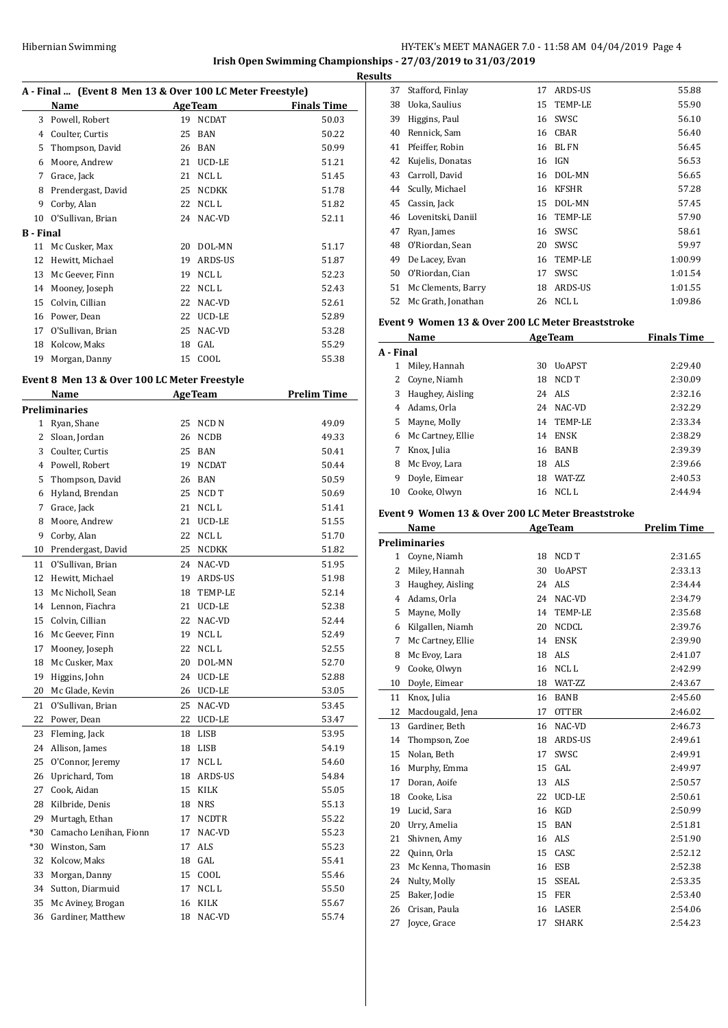Irish Open Swimming Championships - 27/03/2019 to 31/03/2019

**Results**

### A - Final ... (Event 8 Men 13 & Over 100 LC Meter Freestyle)

| | Name | Age | Team | Finals Time |
|---|---|---|---|---|
| 3 | Powell, Robert | 19 | NCDAT | 50.03 |
| 4 | Coulter, Curtis | 25 | BAN | 50.22 |
| 5 | Thompson, David | 26 | BAN | 50.99 |
| 6 | Moore, Andrew | 21 | UCD-LE | 51.21 |
| 7 | Grace, Jack | 21 | NCL L | 51.45 |
| 8 | Prendergast, David | 25 | NCDKK | 51.78 |
| 9 | Corby, Alan | 22 | NCL L | 51.82 |
| 10 | O'Sullivan, Brian | 24 | NAC-VD | 52.11 |
| **B - Final** | | | | |
| 11 | Mc Cusker, Max | 20 | DOL-MN | 51.17 |
| 12 | Hewitt, Michael | 19 | ARDS-US | 51.87 |
| 13 | Mc Geever, Finn | 19 | NCL L | 52.23 |
| 14 | Mooney, Joseph | 22 | NCL L | 52.43 |
| 15 | Colvin, Cillian | 22 | NAC-VD | 52.61 |
| 16 | Power, Dean | 22 | UCD-LE | 52.89 |
| 17 | O'Sullivan, Brian | 25 | NAC-VD | 53.28 |
| 18 | Kolcow, Maks | 18 | GAL | 55.29 |
| 19 | Morgan, Danny | 15 | COOL | 55.38 |

### Event 8 Men 13 & Over 100 LC Meter Freestyle

| | Name | Age | Team | Prelim Time |
|---|---|---|---|---|
| **Preliminaries** | | | | |
| 1 | Ryan, Shane | 25 | NCD N | 49.09 |
| 2 | Sloan, Jordan | 26 | NCDB | 49.33 |
| 3 | Coulter, Curtis | 25 | BAN | 50.41 |
| 4 | Powell, Robert | 19 | NCDAT | 50.44 |
| 5 | Thompson, David | 26 | BAN | 50.59 |
| 6 | Hyland, Brendan | 25 | NCD T | 50.69 |
| 7 | Grace, Jack | 21 | NCL L | 51.41 |
| 8 | Moore, Andrew | 21 | UCD-LE | 51.55 |
| 9 | Corby, Alan | 22 | NCL L | 51.70 |
| 10 | Prendergast, David | 25 | NCDKK | 51.82 |
| 11 | O'Sullivan, Brian | 24 | NAC-VD | 51.95 |
| 12 | Hewitt, Michael | 19 | ARDS-US | 51.98 |
| 13 | Mc Nicholl, Sean | 18 | TEMP-LE | 52.14 |
| 14 | Lennon, Fiachra | 21 | UCD-LE | 52.38 |
| 15 | Colvin, Cillian | 22 | NAC-VD | 52.44 |
| 16 | Mc Geever, Finn | 19 | NCL L | 52.49 |
| 17 | Mooney, Joseph | 22 | NCL L | 52.55 |
| 18 | Mc Cusker, Max | 20 | DOL-MN | 52.70 |
| 19 | Higgins, John | 24 | UCD-LE | 52.88 |
| 20 | Mc Glade, Kevin | 26 | UCD-LE | 53.05 |
| 21 | O'Sullivan, Brian | 25 | NAC-VD | 53.45 |
| 22 | Power, Dean | 22 | UCD-LE | 53.47 |
| 23 | Fleming, Jack | 18 | LISB | 53.95 |
| 24 | Allison, James | 18 | LISB | 54.19 |
| 25 | O'Connor, Jeremy | 17 | NCL L | 54.60 |
| 26 | Uprichard, Tom | 18 | ARDS-US | 54.84 |
| 27 | Cook, Aidan | 15 | KILK | 55.05 |
| 28 | Kilbride, Denis | 18 | NRS | 55.13 |
| 29 | Murtagh, Ethan | 17 | NCDTR | 55.22 |
| *30 | Camacho Lenihan, Fionn | 17 | NAC-VD | 55.23 |
| *30 | Winston, Sam | 17 | ALS | 55.23 |
| 32 | Kolcow, Maks | 18 | GAL | 55.41 |
| 33 | Morgan, Danny | 15 | COOL | 55.46 |
| 34 | Sutton, Diarmuid | 17 | NCL L | 55.50 |
| 35 | Mc Aviney, Brogan | 16 | KILK | 55.67 |
| 36 | Gardiner, Matthew | 18 | NAC-VD | 55.74 |
| 37 | Stafford, Finlay | 17 | ARDS-US | 55.88 |
| 38 | Uoka, Saulius | 15 | TEMP-LE | 55.90 |
| 39 | Higgins, Paul | 16 | SWSC | 56.10 |
| 40 | Rennick, Sam | 16 | CBAR | 56.40 |
| 41 | Pfeiffer, Robin | 16 | BL FN | 56.45 |
| 42 | Kujelis, Donatas | 16 | IGN | 56.53 |
| 43 | Carroll, David | 16 | DOL-MN | 56.65 |
| 44 | Scully, Michael | 16 | KFSHR | 57.28 |
| 45 | Cassin, Jack | 15 | DOL-MN | 57.45 |
| 46 | Lovenitski, Daniil | 16 | TEMP-LE | 57.90 |
| 47 | Ryan, James | 16 | SWSC | 58.61 |
| 48 | O'Riordan, Sean | 20 | SWSC | 59.97 |
| 49 | De Lacey, Evan | 16 | TEMP-LE | 1:00.99 |
| 50 | O'Riordan, Cian | 17 | SWSC | 1:01.54 |
| 51 | Mc Clements, Barry | 18 | ARDS-US | 1:01.55 |
| 52 | Mc Grath, Jonathan | 26 | NCL L | 1:09.86 |

### Event 9 Women 13 & Over 200 LC Meter Breaststroke

| | Name | Age | Team | Finals Time |
|---|---|---|---|---|
| **A - Final** | | | | |
| 1 | Miley, Hannah | 30 | UoAPST | 2:29.40 |
| 2 | Coyne, Niamh | 18 | NCD T | 2:30.09 |
| 3 | Haughey, Aisling | 24 | ALS | 2:32.16 |
| 4 | Adams, Orla | 24 | NAC-VD | 2:32.29 |
| 5 | Mayne, Molly | 14 | TEMP-LE | 2:33.34 |
| 6 | Mc Cartney, Ellie | 14 | ENSK | 2:38.29 |
| 7 | Knox, Julia | 16 | BANB | 2:39.39 |
| 8 | Mc Evoy, Lara | 18 | ALS | 2:39.66 |
| 9 | Doyle, Eimear | 18 | WAT-ZZ | 2:40.53 |
| 10 | Cooke, Olwyn | 16 | NCL L | 2:44.94 |

### Event 9 Women 13 & Over 200 LC Meter Breaststroke

| | Name | Age | Team | Prelim Time |
|---|---|---|---|---|
| **Preliminaries** | | | | |
| 1 | Coyne, Niamh | 18 | NCD T | 2:31.65 |
| 2 | Miley, Hannah | 30 | UoAPST | 2:33.13 |
| 3 | Haughey, Aisling | 24 | ALS | 2:34.44 |
| 4 | Adams, Orla | 24 | NAC-VD | 2:34.79 |
| 5 | Mayne, Molly | 14 | TEMP-LE | 2:35.68 |
| 6 | Kilgallen, Niamh | 20 | NCDCL | 2:39.76 |
| 7 | Mc Cartney, Ellie | 14 | ENSK | 2:39.90 |
| 8 | Mc Evoy, Lara | 18 | ALS | 2:41.07 |
| 9 | Cooke, Olwyn | 16 | NCL L | 2:42.99 |
| 10 | Doyle, Eimear | 18 | WAT-ZZ | 2:43.67 |
| 11 | Knox, Julia | 16 | BANB | 2:45.60 |
| 12 | Macdougald, Jena | 17 | OTTER | 2:46.02 |
| 13 | Gardiner, Beth | 16 | NAC-VD | 2:46.73 |
| 14 | Thompson, Zoe | 18 | ARDS-US | 2:49.61 |
| 15 | Nolan, Beth | 17 | SWSC | 2:49.91 |
| 16 | Murphy, Emma | 15 | GAL | 2:49.97 |
| 17 | Doran, Aoife | 13 | ALS | 2:50.57 |
| 18 | Cooke, Lisa | 22 | UCD-LE | 2:50.61 |
| 19 | Lucid, Sara | 16 | KGD | 2:50.99 |
| 20 | Urry, Amelia | 15 | BAN | 2:51.81 |
| 21 | Shivnen, Amy | 16 | ALS | 2:51.90 |
| 22 | Quinn, Orla | 15 | CASC | 2:52.12 |
| 23 | Mc Kenna, Thomasin | 16 | ESB | 2:52.38 |
| 24 | Nulty, Molly | 15 | SSEAL | 2:53.35 |
| 25 | Baker, Jodie | 15 | FER | 2:53.40 |
| 26 | Crisan, Paula | 16 | LASER | 2:54.06 |
| 27 | Joyce, Grace | 17 | SHARK | 2:54.23 |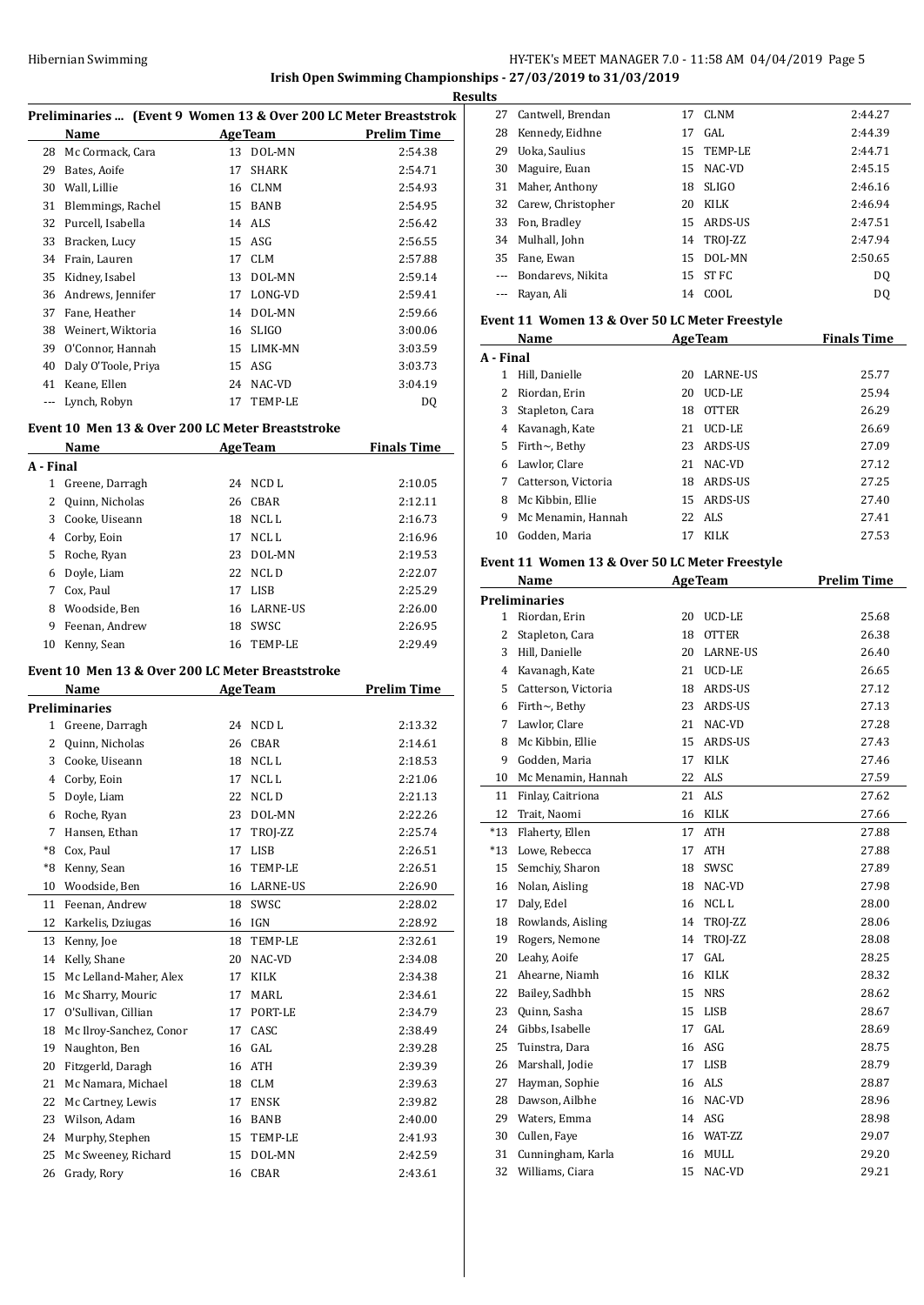## Irish Open Swimming Championships - 27/03/2019 to 31/03/2019

### Results

#### Preliminaries ... (Event 9 Women 13 & Over 200 LC Meter Breaststroke)

| | Name | Age | Team | Prelim Time |
|---|---|---|---|---|
| 28 | Mc Cormack, Cara | 13 | DOL-MN | 2:54.38 |
| 29 | Bates, Aoife | 17 | SHARK | 2:54.71 |
| 30 | Wall, Lillie | 16 | CLNM | 2:54.93 |
| 31 | Blemmings, Rachel | 15 | BANB | 2:54.95 |
| 32 | Purcell, Isabella | 14 | ALS | 2:56.42 |
| 33 | Bracken, Lucy | 15 | ASG | 2:56.55 |
| 34 | Frain, Lauren | 17 | CLM | 2:57.88 |
| 35 | Kidney, Isabel | 13 | DOL-MN | 2:59.14 |
| 36 | Andrews, Jennifer | 17 | LONG-VD | 2:59.41 |
| 37 | Fane, Heather | 14 | DOL-MN | 2:59.66 |
| 38 | Weinert, Wiktoria | 16 | SLIGO | 3:00.06 |
| 39 | O'Connor, Hannah | 15 | LIMK-MN | 3:03.59 |
| 40 | Daly O'Toole, Priya | 15 | ASG | 3:03.73 |
| 41 | Keane, Ellen | 24 | NAC-VD | 3:04.19 |
| --- | Lynch, Robyn | 17 | TEMP-LE | DQ |

#### Event 10 Men 13 & Over 200 LC Meter Breaststroke

| | Name | Age | Team | Finals Time |
|---|---|---|---|---|
| **A - Final** | | | | |
| 1 | Greene, Darragh | 24 | NCD L | 2:10.05 |
| 2 | Quinn, Nicholas | 26 | CBAR | 2:12.11 |
| 3 | Cooke, Uiseann | 18 | NCL L | 2:16.73 |
| 4 | Corby, Eoin | 17 | NCL L | 2:16.96 |
| 5 | Roche, Ryan | 23 | DOL-MN | 2:19.53 |
| 6 | Doyle, Liam | 22 | NCL D | 2:22.07 |
| 7 | Cox, Paul | 17 | LISB | 2:25.29 |
| 8 | Woodside, Ben | 16 | LARNE-US | 2:26.00 |
| 9 | Feenan, Andrew | 18 | SWSC | 2:26.95 |
| 10 | Kenny, Sean | 16 | TEMP-LE | 2:29.49 |

#### Event 10 Men 13 & Over 200 LC Meter Breaststroke

| | Name | Age | Team | Prelim Time |
|---|---|---|---|---|
| **Preliminaries** | | | | |
| 1 | Greene, Darragh | 24 | NCD L | 2:13.32 |
| 2 | Quinn, Nicholas | 26 | CBAR | 2:14.61 |
| 3 | Cooke, Uiseann | 18 | NCL L | 2:18.53 |
| 4 | Corby, Eoin | 17 | NCL L | 2:21.06 |
| 5 | Doyle, Liam | 22 | NCL D | 2:21.13 |
| 6 | Roche, Ryan | 23 | DOL-MN | 2:22.26 |
| 7 | Hansen, Ethan | 17 | TROJ-ZZ | 2:25.74 |
| *8 | Cox, Paul | 17 | LISB | 2:26.51 |
| *8 | Kenny, Sean | 16 | TEMP-LE | 2:26.51 |
| 10 | Woodside, Ben | 16 | LARNE-US | 2:26.90 |
| 11 | Feenan, Andrew | 18 | SWSC | 2:28.02 |
| 12 | Karkelis, Dziugas | 16 | IGN | 2:28.92 |
| 13 | Kenny, Joe | 18 | TEMP-LE | 2:32.61 |
| 14 | Kelly, Shane | 20 | NAC-VD | 2:34.08 |
| 15 | Mc Lelland-Maher, Alex | 17 | KILK | 2:34.38 |
| 16 | Mc Sharry, Mouric | 17 | MARL | 2:34.61 |
| 17 | O'Sullivan, Cillian | 17 | PORT-LE | 2:34.79 |
| 18 | Mc Ilroy-Sanchez, Conor | 17 | CASC | 2:38.49 |
| 19 | Naughton, Ben | 16 | GAL | 2:39.28 |
| 20 | Fitzgerld, Daragh | 16 | ATH | 2:39.39 |
| 21 | Mc Namara, Michael | 18 | CLM | 2:39.63 |
| 22 | Mc Cartney, Lewis | 17 | ENSK | 2:39.82 |
| 23 | Wilson, Adam | 16 | BANB | 2:40.00 |
| 24 | Murphy, Stephen | 15 | TEMP-LE | 2:41.93 |
| 25 | Mc Sweeney, Richard | 15 | DOL-MN | 2:42.59 |
| 26 | Grady, Rory | 16 | CBAR | 2:43.61 |
| 27 | Cantwell, Brendan | 17 | CLNM | 2:44.27 |
| 28 | Kennedy, Eidhne | 17 | GAL | 2:44.39 |
| 29 | Uoka, Saulius | 15 | TEMP-LE | 2:44.71 |
| 30 | Maguire, Euan | 15 | NAC-VD | 2:45.15 |
| 31 | Maher, Anthony | 18 | SLIGO | 2:46.16 |
| 32 | Carew, Christopher | 20 | KILK | 2:46.94 |
| 33 | Fon, Bradley | 15 | ARDS-US | 2:47.51 |
| 34 | Mulhall, John | 14 | TROJ-ZZ | 2:47.94 |
| 35 | Fane, Ewan | 15 | DOL-MN | 2:50.65 |
| --- | Bondarevs, Nikita | 15 | ST FC | DQ |
| --- | Rayan, Ali | 14 | COOL | DQ |

#### Event 11 Women 13 & Over 50 LC Meter Freestyle

| | Name | Age | Team | Finals Time |
|---|---|---|---|---|
| **A - Final** | | | | |
| 1 | Hill, Danielle | 20 | LARNE-US | 25.77 |
| 2 | Riordan, Erin | 20 | UCD-LE | 25.94 |
| 3 | Stapleton, Cara | 18 | OTTER | 26.29 |
| 4 | Kavanagh, Kate | 21 | UCD-LE | 26.69 |
| 5 | Firth~, Bethy | 23 | ARDS-US | 27.09 |
| 6 | Lawlor, Clare | 21 | NAC-VD | 27.12 |
| 7 | Catterson, Victoria | 18 | ARDS-US | 27.25 |
| 8 | Mc Kibbin, Ellie | 15 | ARDS-US | 27.40 |
| 9 | Mc Menamin, Hannah | 22 | ALS | 27.41 |
| 10 | Godden, Maria | 17 | KILK | 27.53 |

#### Event 11 Women 13 & Over 50 LC Meter Freestyle

| | Name | Age | Team | Prelim Time |
|---|---|---|---|---|
| **Preliminaries** | | | | |
| 1 | Riordan, Erin | 20 | UCD-LE | 25.68 |
| 2 | Stapleton, Cara | 18 | OTTER | 26.38 |
| 3 | Hill, Danielle | 20 | LARNE-US | 26.40 |
| 4 | Kavanagh, Kate | 21 | UCD-LE | 26.65 |
| 5 | Catterson, Victoria | 18 | ARDS-US | 27.12 |
| 6 | Firth~, Bethy | 23 | ARDS-US | 27.13 |
| 7 | Lawlor, Clare | 21 | NAC-VD | 27.28 |
| 8 | Mc Kibbin, Ellie | 15 | ARDS-US | 27.43 |
| 9 | Godden, Maria | 17 | KILK | 27.46 |
| 10 | Mc Menamin, Hannah | 22 | ALS | 27.59 |
| 11 | Finlay, Caitriona | 21 | ALS | 27.62 |
| 12 | Trait, Naomi | 16 | KILK | 27.66 |
| *13 | Flaherty, Ellen | 17 | ATH | 27.88 |
| *13 | Lowe, Rebecca | 17 | ATH | 27.88 |
| 15 | Semchiy, Sharon | 18 | SWSC | 27.89 |
| 16 | Nolan, Aisling | 18 | NAC-VD | 27.98 |
| 17 | Daly, Edel | 16 | NCL L | 28.00 |
| 18 | Rowlands, Aisling | 14 | TROJ-ZZ | 28.06 |
| 19 | Rogers, Nemone | 14 | TROJ-ZZ | 28.08 |
| 20 | Leahy, Aoife | 17 | GAL | 28.25 |
| 21 | Ahearne, Niamh | 16 | KILK | 28.32 |
| 22 | Bailey, Sadhbh | 15 | NRS | 28.62 |
| 23 | Quinn, Sasha | 15 | LISB | 28.67 |
| 24 | Gibbs, Isabelle | 17 | GAL | 28.69 |
| 25 | Tuinstra, Dara | 16 | ASG | 28.75 |
| 26 | Marshall, Jodie | 17 | LISB | 28.79 |
| 27 | Hayman, Sophie | 16 | ALS | 28.87 |
| 28 | Dawson, Ailbhe | 16 | NAC-VD | 28.96 |
| 29 | Waters, Emma | 14 | ASG | 28.98 |
| 30 | Cullen, Faye | 16 | WAT-ZZ | 29.07 |
| 31 | Cunningham, Karla | 16 | MULL | 29.20 |
| 32 | Williams, Ciara | 15 | NAC-VD | 29.21 |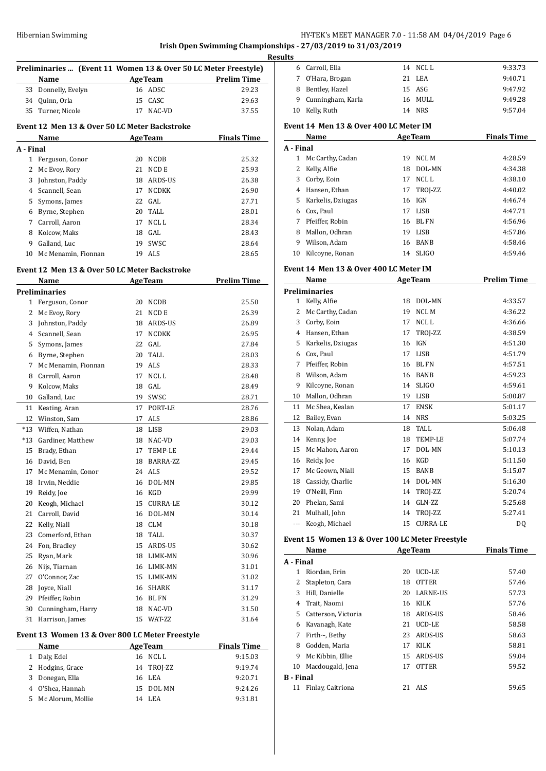**Irish Open Swimming Championships - 27/03/2019 to 31/03/2019**

**Results**

### Preliminaries ... (Event 11 Women 13 & Over 50 LC Meter Freestyle)

| | Name | Age | Team | Prelim Time |
|---|---|---|---|---|
| 33 | Donnelly, Evelyn | 16 | ADSC | 29.23 |
| 34 | Quinn, Orla | 15 | CASC | 29.63 |
| 35 | Turner, Nicole | 17 | NAC-VD | 37.55 |

### Event 12 Men 13 & Over 50 LC Meter Backstroke

| | Name | Age | Team | Finals Time |
|---|---|---|---|---|
| **A - Final** | | | | |
| 1 | Ferguson, Conor | 20 | NCDB | 25.32 |
| 2 | Mc Evoy, Rory | 21 | NCD E | 25.93 |
| 3 | Johnston, Paddy | 18 | ARDS-US | 26.38 |
| 4 | Scannell, Sean | 17 | NCDKK | 26.90 |
| 5 | Symons, James | 22 | GAL | 27.71 |
| 6 | Byrne, Stephen | 20 | TALL | 28.01 |
| 7 | Carroll, Aaron | 17 | NCL L | 28.34 |
| 8 | Kolcow, Maks | 18 | GAL | 28.43 |
| 9 | Galland, Luc | 19 | SWSC | 28.64 |
| 10 | Mc Menamin, Fionnan | 19 | ALS | 28.65 |

### Event 12 Men 13 & Over 50 LC Meter Backstroke

| | Name | Age | Team | Prelim Time |
|---|---|---|---|---|
| **Preliminaries** | | | | |
| 1 | Ferguson, Conor | 20 | NCDB | 25.50 |
| 2 | Mc Evoy, Rory | 21 | NCD E | 26.39 |
| 3 | Johnston, Paddy | 18 | ARDS-US | 26.89 |
| 4 | Scannell, Sean | 17 | NCDKK | 26.95 |
| 5 | Symons, James | 22 | GAL | 27.84 |
| 6 | Byrne, Stephen | 20 | TALL | 28.03 |
| 7 | Mc Menamin, Fionnan | 19 | ALS | 28.33 |
| 8 | Carroll, Aaron | 17 | NCL L | 28.48 |
| 9 | Kolcow, Maks | 18 | GAL | 28.49 |
| 10 | Galland, Luc | 19 | SWSC | 28.71 |
| 11 | Keating, Aran | 17 | PORT-LE | 28.76 |
| 12 | Winston, Sam | 17 | ALS | 28.86 |
| *13 | Wiffen, Nathan | 18 | LISB | 29.03 |
| *13 | Gardiner, Matthew | 18 | NAC-VD | 29.03 |
| 15 | Brady, Ethan | 17 | TEMP-LE | 29.44 |
| 16 | David, Ben | 18 | BARRA-ZZ | 29.45 |
| 17 | Mc Menamin, Conor | 24 | ALS | 29.52 |
| 18 | Irwin, Neddie | 16 | DOL-MN | 29.85 |
| 19 | Reidy, Joe | 16 | KGD | 29.99 |
| 20 | Keogh, Michael | 15 | CURRA-LE | 30.12 |
| 21 | Carroll, David | 16 | DOL-MN | 30.14 |
| 22 | Kelly, Niall | 18 | CLM | 30.18 |
| 23 | Comerford, Ethan | 18 | TALL | 30.37 |
| 24 | Fon, Bradley | 15 | ARDS-US | 30.62 |
| 25 | Ryan, Mark | 18 | LIMK-MN | 30.96 |
| 26 | Nijs, Tiarnan | 16 | LIMK-MN | 31.01 |
| 27 | O'Connor, Zac | 15 | LIMK-MN | 31.02 |
| 28 | Joyce, Niall | 16 | SHARK | 31.17 |
| 29 | Pfeiffer, Robin | 16 | BL FN | 31.29 |
| 30 | Cunningham, Harry | 18 | NAC-VD | 31.50 |
| 31 | Harrison, James | 15 | WAT-ZZ | 31.64 |

### Event 13 Women 13 & Over 800 LC Meter Freestyle

| | Name | Age | Team | Finals Time |
|---|---|---|---|---|
| 1 | Daly, Edel | 16 | NCL L | 9:15.03 |
| 2 | Hodgins, Grace | 14 | TROJ-ZZ | 9:19.74 |
| 3 | Donegan, Ella | 16 | LEA | 9:20.71 |
| 4 | O'Shea, Hannah | 15 | DOL-MN | 9:24.26 |
| 5 | Mc Alorum, Mollie | 14 | LEA | 9:31.81 |
| 6 | Carroll, Ella | 14 | NCL L | 9:33.73 |
| 7 | O'Hara, Brogan | 21 | LEA | 9:40.71 |
| 8 | Bentley, Hazel | 15 | ASG | 9:47.92 |
| 9 | Cunningham, Karla | 16 | MULL | 9:49.28 |
| 10 | Kelly, Ruth | 14 | NRS | 9:57.04 |

### Event 14 Men 13 & Over 400 LC Meter IM

| | Name | Age | Team | Finals Time |
|---|---|---|---|---|
| **A - Final** | | | | |
| 1 | Mc Carthy, Cadan | 19 | NCL M | 4:28.59 |
| 2 | Kelly, Alfie | 18 | DOL-MN | 4:34.38 |
| 3 | Corby, Eoin | 17 | NCL L | 4:38.10 |
| 4 | Hansen, Ethan | 17 | TROJ-ZZ | 4:40.02 |
| 5 | Karkelis, Dziugas | 16 | IGN | 4:46.74 |
| 6 | Cox, Paul | 17 | LISB | 4:47.71 |
| 7 | Pfeiffer, Robin | 16 | BL FN | 4:56.96 |
| 8 | Mallon, Odhran | 19 | LISB | 4:57.86 |
| 9 | Wilson, Adam | 16 | BANB | 4:58.46 |
| 10 | Kilcoyne, Ronan | 14 | SLIGO | 4:59.46 |

### Event 14 Men 13 & Over 400 LC Meter IM

| | Name | Age | Team | Prelim Time |
|---|---|---|---|---|
| **Preliminaries** | | | | |
| 1 | Kelly, Alfie | 18 | DOL-MN | 4:33.57 |
| 2 | Mc Carthy, Cadan | 19 | NCL M | 4:36.22 |
| 3 | Corby, Eoin | 17 | NCL L | 4:36.66 |
| 4 | Hansen, Ethan | 17 | TROJ-ZZ | 4:38.59 |
| 5 | Karkelis, Dziugas | 16 | IGN | 4:51.30 |
| 6 | Cox, Paul | 17 | LISB | 4:51.79 |
| 7 | Pfeiffer, Robin | 16 | BL FN | 4:57.51 |
| 8 | Wilson, Adam | 16 | BANB | 4:59.23 |
| 9 | Kilcoyne, Ronan | 14 | SLIGO | 4:59.61 |
| 10 | Mallon, Odhran | 19 | LISB | 5:00.87 |
| 11 | Mc Shea, Kealan | 17 | ENSK | 5:01.17 |
| 12 | Bailey, Evan | 14 | NRS | 5:03.25 |
| 13 | Nolan, Adam | 18 | TALL | 5:06.48 |
| 14 | Kenny, Joe | 18 | TEMP-LE | 5:07.74 |
| 15 | Mc Mahon, Aaron | 17 | DOL-MN | 5:10.13 |
| 16 | Reidy, Joe | 16 | KGD | 5:11.50 |
| 17 | Mc Geown, Niall | 15 | BANB | 5:15.07 |
| 18 | Cassidy, Charlie | 14 | DOL-MN | 5:16.30 |
| 19 | O'Neill, Finn | 14 | TROJ-ZZ | 5:20.74 |
| 20 | Phelan, Sami | 14 | GLN-ZZ | 5:25.68 |
| 21 | Mulhall, John | 14 | TROJ-ZZ | 5:27.41 |
| --- | Keogh, Michael | 15 | CURRA-LE | DQ |

### Event 15 Women 13 & Over 100 LC Meter Freestyle

| | Name | Age | Team | Finals Time |
|---|---|---|---|---|
| **A - Final** | | | | |
| 1 | Riordan, Erin | 20 | UCD-LE | 57.40 |
| 2 | Stapleton, Cara | 18 | OTTER | 57.46 |
| 3 | Hill, Danielle | 20 | LARNE-US | 57.73 |
| 4 | Trait, Naomi | 16 | KILK | 57.76 |
| 5 | Catterson, Victoria | 18 | ARDS-US | 58.46 |
| 6 | Kavanagh, Kate | 21 | UCD-LE | 58.58 |
| 7 | Firth~, Bethy | 23 | ARDS-US | 58.63 |
| 8 | Godden, Maria | 17 | KILK | 58.81 |
| 9 | Mc Kibbin, Ellie | 15 | ARDS-US | 59.04 |
| 10 | Macdougald, Jena | 17 | OTTER | 59.52 |
| **B - Final** | | | | |
| 11 | Finlay, Caitriona | 21 | ALS | 59.65 |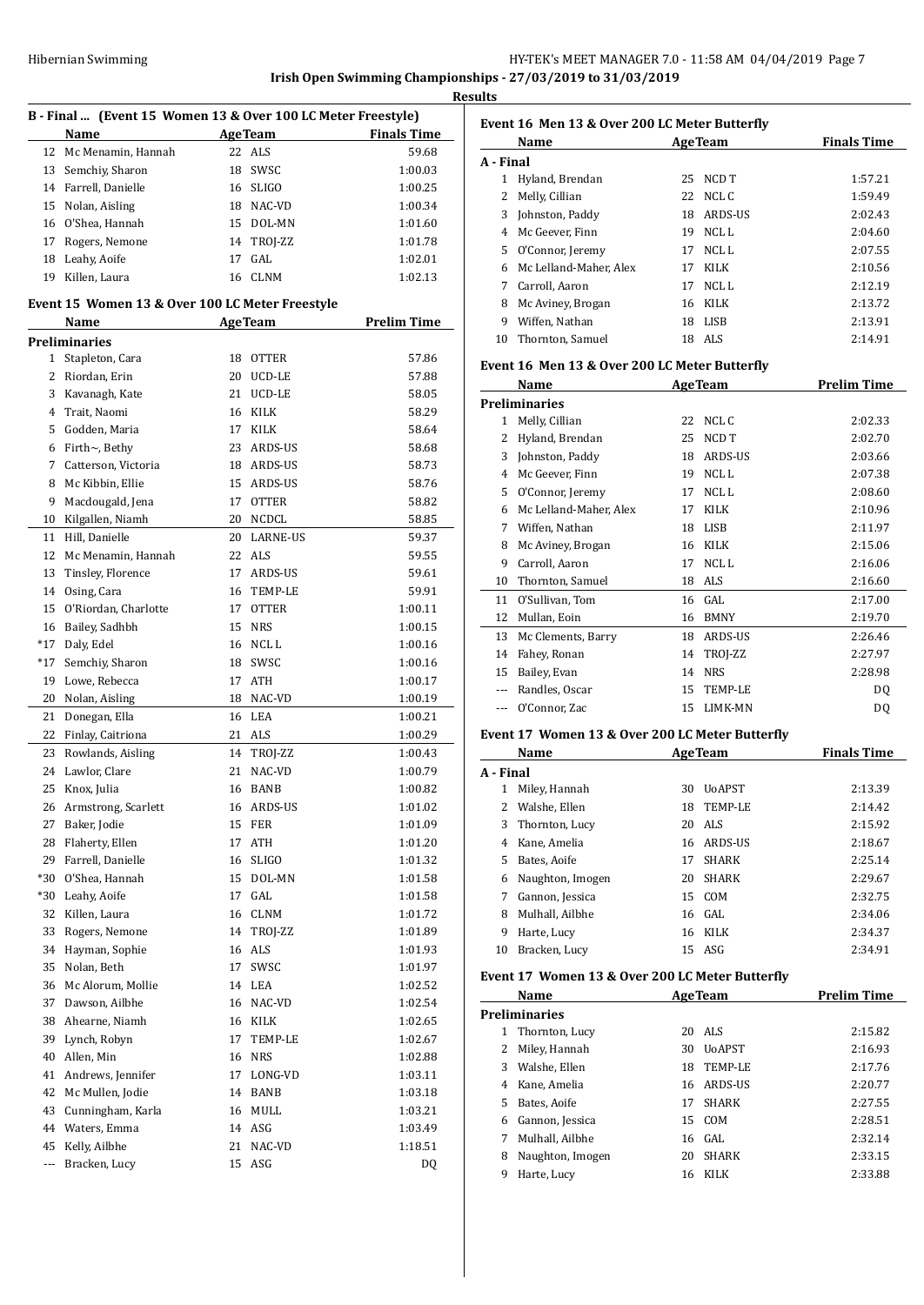**Irish Open Swimming Championships - 27/03/2019 to 31/03/2019**

**Results**

### B - Final ... (Event 15 Women 13 & Over 100 LC Meter Freestyle)

| | Name | Age | Team | Finals Time |
|---|---|---|---|---|
| 12 | Mc Menamin, Hannah | 22 | ALS | 59.68 |
| 13 | Semchiy, Sharon | 18 | SWSC | 1:00.03 |
| 14 | Farrell, Danielle | 16 | SLIGO | 1:00.25 |
| 15 | Nolan, Aisling | 18 | NAC-VD | 1:00.34 |
| 16 | O'Shea, Hannah | 15 | DOL-MN | 1:01.60 |
| 17 | Rogers, Nemone | 14 | TROJ-ZZ | 1:01.78 |
| 18 | Leahy, Aoife | 17 | GAL | 1:02.01 |
| 19 | Killen, Laura | 16 | CLNM | 1:02.13 |

### Event 15 Women 13 & Over 100 LC Meter Freestyle

| | Name | Age | Team | Prelim Time |
|---|---|---|---|---|
| **Preliminaries** | | | | |
| 1 | Stapleton, Cara | 18 | OTTER | 57.86 |
| 2 | Riordan, Erin | 20 | UCD-LE | 57.88 |
| 3 | Kavanagh, Kate | 21 | UCD-LE | 58.05 |
| 4 | Trait, Naomi | 16 | KILK | 58.29 |
| 5 | Godden, Maria | 17 | KILK | 58.64 |
| 6 | Firth~, Bethy | 23 | ARDS-US | 58.68 |
| 7 | Catterson, Victoria | 18 | ARDS-US | 58.73 |
| 8 | Mc Kibbin, Ellie | 15 | ARDS-US | 58.76 |
| 9 | Macdougald, Jena | 17 | OTTER | 58.82 |
| 10 | Kilgallen, Niamh | 20 | NCDCL | 58.85 |
| 11 | Hill, Danielle | 20 | LARNE-US | 59.37 |
| 12 | Mc Menamin, Hannah | 22 | ALS | 59.55 |
| 13 | Tinsley, Florence | 17 | ARDS-US | 59.61 |
| 14 | Osing, Cara | 16 | TEMP-LE | 59.91 |
| 15 | O'Riordan, Charlotte | 17 | OTTER | 1:00.11 |
| 16 | Bailey, Sadhbh | 15 | NRS | 1:00.15 |
| *17 | Daly, Edel | 16 | NCL L | 1:00.16 |
| *17 | Semchiy, Sharon | 18 | SWSC | 1:00.16 |
| 19 | Lowe, Rebecca | 17 | ATH | 1:00.17 |
| 20 | Nolan, Aisling | 18 | NAC-VD | 1:00.19 |
| 21 | Donegan, Ella | 16 | LEA | 1:00.21 |
| 22 | Finlay, Caitriona | 21 | ALS | 1:00.29 |
| 23 | Rowlands, Aisling | 14 | TROJ-ZZ | 1:00.43 |
| 24 | Lawlor, Clare | 21 | NAC-VD | 1:00.79 |
| 25 | Knox, Julia | 16 | BANB | 1:00.82 |
| 26 | Armstrong, Scarlett | 16 | ARDS-US | 1:01.02 |
| 27 | Baker, Jodie | 15 | FER | 1:01.09 |
| 28 | Flaherty, Ellen | 17 | ATH | 1:01.20 |
| 29 | Farrell, Danielle | 16 | SLIGO | 1:01.32 |
| *30 | O'Shea, Hannah | 15 | DOL-MN | 1:01.58 |
| *30 | Leahy, Aoife | 17 | GAL | 1:01.58 |
| 32 | Killen, Laura | 16 | CLNM | 1:01.72 |
| 33 | Rogers, Nemone | 14 | TROJ-ZZ | 1:01.89 |
| 34 | Hayman, Sophie | 16 | ALS | 1:01.93 |
| 35 | Nolan, Beth | 17 | SWSC | 1:01.97 |
| 36 | Mc Alorum, Mollie | 14 | LEA | 1:02.52 |
| 37 | Dawson, Ailbhe | 16 | NAC-VD | 1:02.54 |
| 38 | Ahearne, Niamh | 16 | KILK | 1:02.65 |
| 39 | Lynch, Robyn | 17 | TEMP-LE | 1:02.67 |
| 40 | Allen, Min | 16 | NRS | 1:02.88 |
| 41 | Andrews, Jennifer | 17 | LONG-VD | 1:03.11 |
| 42 | Mc Mullen, Jodie | 14 | BANB | 1:03.18 |
| 43 | Cunningham, Karla | 16 | MULL | 1:03.21 |
| 44 | Waters, Emma | 14 | ASG | 1:03.49 |
| 45 | Kelly, Ailbhe | 21 | NAC-VD | 1:18.51 |
| --- | Bracken, Lucy | 15 | ASG | DQ |

### Event 16 Men 13 & Over 200 LC Meter Butterfly

| | Name | Age | Team | Finals Time |
|---|---|---|---|---|
| **A - Final** | | | | |
| 1 | Hyland, Brendan | 25 | NCD T | 1:57.21 |
| 2 | Melly, Cillian | 22 | NCL C | 1:59.49 |
| 3 | Johnston, Paddy | 18 | ARDS-US | 2:02.43 |
| 4 | Mc Geever, Finn | 19 | NCL L | 2:04.60 |
| 5 | O'Connor, Jeremy | 17 | NCL L | 2:07.55 |
| 6 | Mc Lelland-Maher, Alex | 17 | KILK | 2:10.56 |
| 7 | Carroll, Aaron | 17 | NCL L | 2:12.19 |
| 8 | Mc Aviney, Brogan | 16 | KILK | 2:13.72 |
| 9 | Wiffen, Nathan | 18 | LISB | 2:13.91 |
| 10 | Thornton, Samuel | 18 | ALS | 2:14.91 |

### Event 16 Men 13 & Over 200 LC Meter Butterfly

| | Name | Age | Team | Prelim Time |
|---|---|---|---|---|
| **Preliminaries** | | | | |
| 1 | Melly, Cillian | 22 | NCL C | 2:02.33 |
| 2 | Hyland, Brendan | 25 | NCD T | 2:02.70 |
| 3 | Johnston, Paddy | 18 | ARDS-US | 2:03.66 |
| 4 | Mc Geever, Finn | 19 | NCL L | 2:07.38 |
| 5 | O'Connor, Jeremy | 17 | NCL L | 2:08.60 |
| 6 | Mc Lelland-Maher, Alex | 17 | KILK | 2:10.96 |
| 7 | Wiffen, Nathan | 18 | LISB | 2:11.97 |
| 8 | Mc Aviney, Brogan | 16 | KILK | 2:15.06 |
| 9 | Carroll, Aaron | 17 | NCL L | 2:16.06 |
| 10 | Thornton, Samuel | 18 | ALS | 2:16.60 |
| 11 | O'Sullivan, Tom | 16 | GAL | 2:17.00 |
| 12 | Mullan, Eoin | 16 | BMNY | 2:19.70 |
| 13 | Mc Clements, Barry | 18 | ARDS-US | 2:26.46 |
| 14 | Fahey, Ronan | 14 | TROJ-ZZ | 2:27.97 |
| 15 | Bailey, Evan | 14 | NRS | 2:28.98 |
| --- | Randles, Oscar | 15 | TEMP-LE | DQ |
| --- | O'Connor, Zac | 15 | LIMK-MN | DQ |

### Event 17 Women 13 & Over 200 LC Meter Butterfly

| | Name | Age | Team | Finals Time |
|---|---|---|---|---|
| **A - Final** | | | | |
| 1 | Miley, Hannah | 30 | UoAPST | 2:13.39 |
| 2 | Walshe, Ellen | 18 | TEMP-LE | 2:14.42 |
| 3 | Thornton, Lucy | 20 | ALS | 2:15.92 |
| 4 | Kane, Amelia | 16 | ARDS-US | 2:18.67 |
| 5 | Bates, Aoife | 17 | SHARK | 2:25.14 |
| 6 | Naughton, Imogen | 20 | SHARK | 2:29.67 |
| 7 | Gannon, Jessica | 15 | COM | 2:32.75 |
| 8 | Mulhall, Ailbhe | 16 | GAL | 2:34.06 |
| 9 | Harte, Lucy | 16 | KILK | 2:34.37 |
| 10 | Bracken, Lucy | 15 | ASG | 2:34.91 |

### Event 17 Women 13 & Over 200 LC Meter Butterfly

| | Name | Age | Team | Prelim Time |
|---|---|---|---|---|
| **Preliminaries** | | | | |
| 1 | Thornton, Lucy | 20 | ALS | 2:15.82 |
| 2 | Miley, Hannah | 30 | UoAPST | 2:16.93 |
| 3 | Walshe, Ellen | 18 | TEMP-LE | 2:17.76 |
| 4 | Kane, Amelia | 16 | ARDS-US | 2:20.77 |
| 5 | Bates, Aoife | 17 | SHARK | 2:27.55 |
| 6 | Gannon, Jessica | 15 | COM | 2:28.51 |
| 7 | Mulhall, Ailbhe | 16 | GAL | 2:32.14 |
| 8 | Naughton, Imogen | 20 | SHARK | 2:33.15 |
| 9 | Harte, Lucy | 16 | KILK | 2:33.88 |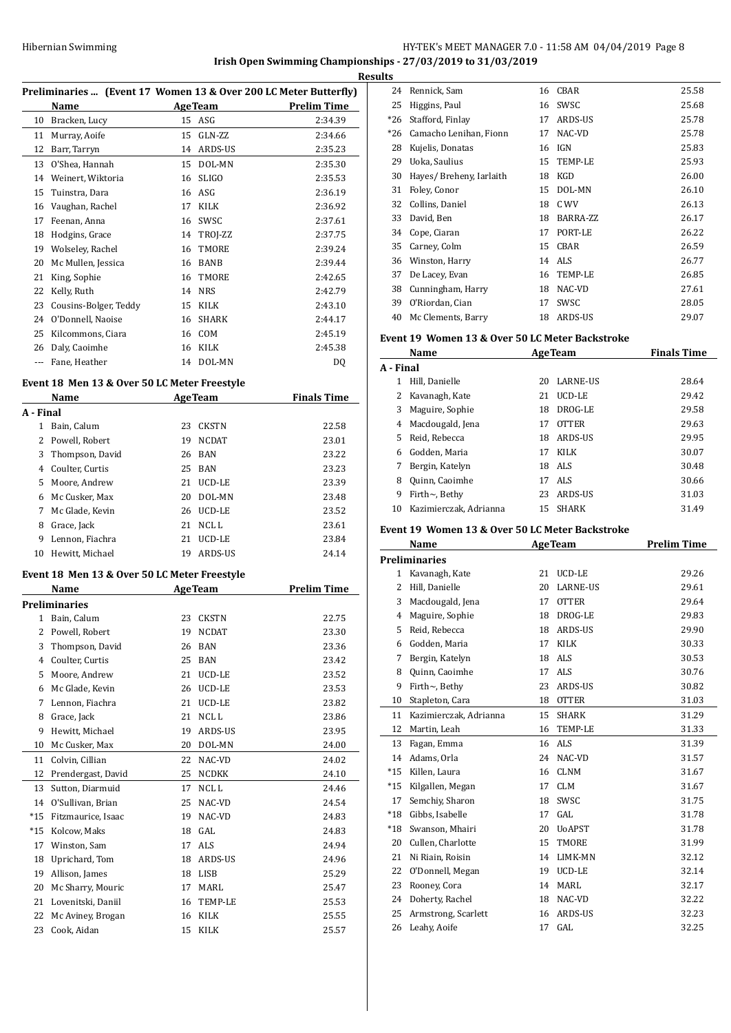**Irish Open Swimming Championships - 27/03/2019 to 31/03/2019**

**Results**

### Preliminaries ... (Event 17 Women 13 & Over 200 LC Meter Butterfly)

| | Name | Age | Team | Prelim Time |
|---|---|---|---|---|
| 10 | Bracken, Lucy | 15 | ASG | 2:34.39 |
| 11 | Murray, Aoife | 15 | GLN-ZZ | 2:34.66 |
| 12 | Barr, Tarryn | 14 | ARDS-US | 2:35.23 |
| 13 | O'Shea, Hannah | 15 | DOL-MN | 2:35.30 |
| 14 | Weinert, Wiktoria | 16 | SLIGO | 2:35.53 |
| 15 | Tuinstra, Dara | 16 | ASG | 2:36.19 |
| 16 | Vaughan, Rachel | 17 | KILK | 2:36.92 |
| 17 | Feenan, Anna | 16 | SWSC | 2:37.61 |
| 18 | Hodgins, Grace | 14 | TROJ-ZZ | 2:37.75 |
| 19 | Wolseley, Rachel | 16 | TMORE | 2:39.24 |
| 20 | Mc Mullen, Jessica | 16 | BANB | 2:39.44 |
| 21 | King, Sophie | 16 | TMORE | 2:42.65 |
| 22 | Kelly, Ruth | 14 | NRS | 2:42.79 |
| 23 | Cousins-Bolger, Teddy | 15 | KILK | 2:43.10 |
| 24 | O'Donnell, Naoise | 16 | SHARK | 2:44.17 |
| 25 | Kilcommons, Ciara | 16 | COM | 2:45.19 |
| 26 | Daly, Caoimhe | 16 | KILK | 2:45.38 |
| --- | Fane, Heather | 14 | DOL-MN | DQ |

### Event 18 Men 13 & Over 50 LC Meter Freestyle

| | Name | Age | Team | Finals Time |
|---|---|---|---|---|
| **A - Final** | | | | |
| 1 | Bain, Calum | 23 | CKSTN | 22.58 |
| 2 | Powell, Robert | 19 | NCDAT | 23.01 |
| 3 | Thompson, David | 26 | BAN | 23.22 |
| 4 | Coulter, Curtis | 25 | BAN | 23.23 |
| 5 | Moore, Andrew | 21 | UCD-LE | 23.39 |
| 6 | Mc Cusker, Max | 20 | DOL-MN | 23.48 |
| 7 | Mc Glade, Kevin | 26 | UCD-LE | 23.52 |
| 8 | Grace, Jack | 21 | NCL L | 23.61 |
| 9 | Lennon, Fiachra | 21 | UCD-LE | 23.84 |
| 10 | Hewitt, Michael | 19 | ARDS-US | 24.14 |

### Event 18 Men 13 & Over 50 LC Meter Freestyle

| | Name | Age | Team | Prelim Time |
|---|---|---|---|---|
| **Preliminaries** | | | | |
| 1 | Bain, Calum | 23 | CKSTN | 22.75 |
| 2 | Powell, Robert | 19 | NCDAT | 23.30 |
| 3 | Thompson, David | 26 | BAN | 23.36 |
| 4 | Coulter, Curtis | 25 | BAN | 23.42 |
| 5 | Moore, Andrew | 21 | UCD-LE | 23.52 |
| 6 | Mc Glade, Kevin | 26 | UCD-LE | 23.53 |
| 7 | Lennon, Fiachra | 21 | UCD-LE | 23.82 |
| 8 | Grace, Jack | 21 | NCL L | 23.86 |
| 9 | Hewitt, Michael | 19 | ARDS-US | 23.95 |
| 10 | Mc Cusker, Max | 20 | DOL-MN | 24.00 |
| 11 | Colvin, Cillian | 22 | NAC-VD | 24.02 |
| 12 | Prendergast, David | 25 | NCDKK | 24.10 |
| 13 | Sutton, Diarmuid | 17 | NCL L | 24.46 |
| 14 | O'Sullivan, Brian | 25 | NAC-VD | 24.54 |
| *15 | Fitzmaurice, Isaac | 19 | NAC-VD | 24.83 |
| *15 | Kolcow, Maks | 18 | GAL | 24.83 |
| 17 | Winston, Sam | 17 | ALS | 24.94 |
| 18 | Uprichard, Tom | 18 | ARDS-US | 24.96 |
| 19 | Allison, James | 18 | LISB | 25.29 |
| 20 | Mc Sharry, Mouric | 17 | MARL | 25.47 |
| 21 | Lovenitski, Daniil | 16 | TEMP-LE | 25.53 |
| 22 | Mc Aviney, Brogan | 16 | KILK | 25.55 |
| 23 | Cook, Aidan | 15 | KILK | 25.57 |
| 24 | Rennick, Sam | 16 | CBAR | 25.58 |
| 25 | Higgins, Paul | 16 | SWSC | 25.68 |
| *26 | Stafford, Finlay | 17 | ARDS-US | 25.78 |
| *26 | Camacho Lenihan, Fionn | 17 | NAC-VD | 25.78 |
| 28 | Kujelis, Donatas | 16 | IGN | 25.83 |
| 29 | Uoka, Saulius | 15 | TEMP-LE | 25.93 |
| 30 | Hayes/ Breheny, Iarlaith | 18 | KGD | 26.00 |
| 31 | Foley, Conor | 15 | DOL-MN | 26.10 |
| 32 | Collins, Daniel | 18 | C WV | 26.13 |
| 33 | David, Ben | 18 | BARRA-ZZ | 26.17 |
| 34 | Cope, Ciaran | 17 | PORT-LE | 26.22 |
| 35 | Carney, Colm | 15 | CBAR | 26.59 |
| 36 | Winston, Harry | 14 | ALS | 26.77 |
| 37 | De Lacey, Evan | 16 | TEMP-LE | 26.85 |
| 38 | Cunningham, Harry | 18 | NAC-VD | 27.61 |
| 39 | O'Riordan, Cian | 17 | SWSC | 28.05 |
| 40 | Mc Clements, Barry | 18 | ARDS-US | 29.07 |

### Event 19 Women 13 & Over 50 LC Meter Backstroke

| | Name | Age | Team | Finals Time |
|---|---|---|---|---|
| **A - Final** | | | | |
| 1 | Hill, Danielle | 20 | LARNE-US | 28.64 |
| 2 | Kavanagh, Kate | 21 | UCD-LE | 29.42 |
| 3 | Maguire, Sophie | 18 | DROG-LE | 29.58 |
| 4 | Macdougald, Jena | 17 | OTTER | 29.63 |
| 5 | Reid, Rebecca | 18 | ARDS-US | 29.95 |
| 6 | Godden, Maria | 17 | KILK | 30.07 |
| 7 | Bergin, Katelyn | 18 | ALS | 30.48 |
| 8 | Quinn, Caoimhe | 17 | ALS | 30.66 |
| 9 | Firth~, Bethy | 23 | ARDS-US | 31.03 |
| 10 | Kazimierczak, Adrianna | 15 | SHARK | 31.49 |

### Event 19 Women 13 & Over 50 LC Meter Backstroke

| | Name | Age | Team | Prelim Time |
|---|---|---|---|---|
| **Preliminaries** | | | | |
| 1 | Kavanagh, Kate | 21 | UCD-LE | 29.26 |
| 2 | Hill, Danielle | 20 | LARNE-US | 29.61 |
| 3 | Macdougald, Jena | 17 | OTTER | 29.64 |
| 4 | Maguire, Sophie | 18 | DROG-LE | 29.83 |
| 5 | Reid, Rebecca | 18 | ARDS-US | 29.90 |
| 6 | Godden, Maria | 17 | KILK | 30.33 |
| 7 | Bergin, Katelyn | 18 | ALS | 30.53 |
| 8 | Quinn, Caoimhe | 17 | ALS | 30.76 |
| 9 | Firth~, Bethy | 23 | ARDS-US | 30.82 |
| 10 | Stapleton, Cara | 18 | OTTER | 31.03 |
| 11 | Kazimierczak, Adrianna | 15 | SHARK | 31.29 |
| 12 | Martin, Leah | 16 | TEMP-LE | 31.33 |
| 13 | Fagan, Emma | 16 | ALS | 31.39 |
| 14 | Adams, Orla | 24 | NAC-VD | 31.57 |
| *15 | Killen, Laura | 16 | CLNM | 31.67 |
| *15 | Kilgallen, Megan | 17 | CLM | 31.67 |
| 17 | Semchiy, Sharon | 18 | SWSC | 31.75 |
| *18 | Gibbs, Isabelle | 17 | GAL | 31.78 |
| *18 | Swanson, Mhairi | 20 | UoAPST | 31.78 |
| 20 | Cullen, Charlotte | 15 | TMORE | 31.99 |
| 21 | Ni Riain, Roisin | 14 | LIMK-MN | 32.12 |
| 22 | O'Donnell, Megan | 19 | UCD-LE | 32.14 |
| 23 | Rooney, Cora | 14 | MARL | 32.17 |
| 24 | Doherty, Rachel | 18 | NAC-VD | 32.22 |
| 25 | Armstrong, Scarlett | 16 | ARDS-US | 32.23 |
| 26 | Leahy, Aoife | 17 | GAL | 32.25 |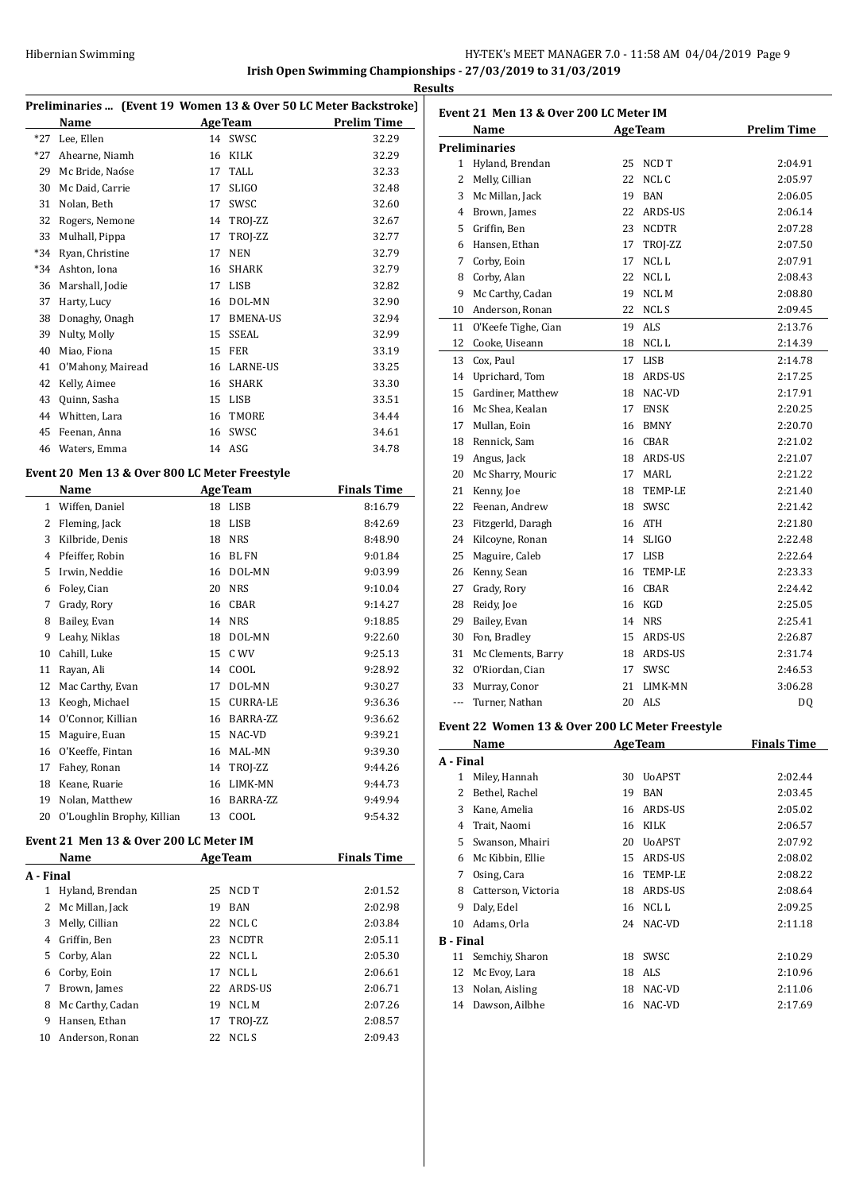# Irish Open Swimming Championships - 27/03/2019 to 31/03/2019

## Results

### Preliminaries ... (Event 19 Women 13 & Over 50 LC Meter Backstroke)

| | Name | Age | Team | Prelim Time |
|---|---|---|---|---|
| *27 | Lee, Ellen | 14 | SWSC | 32.29 |
| *27 | Ahearne, Niamh | 16 | KILK | 32.29 |
| 29 | Mc Bride, Naóse | 17 | TALL | 32.33 |
| 30 | Mc Daid, Carrie | 17 | SLIGO | 32.48 |
| 31 | Nolan, Beth | 17 | SWSC | 32.60 |
| 32 | Rogers, Nemone | 14 | TROJ-ZZ | 32.67 |
| 33 | Mulhall, Pippa | 17 | TROJ-ZZ | 32.77 |
| *34 | Ryan, Christine | 17 | NEN | 32.79 |
| *34 | Ashton, Iona | 16 | SHARK | 32.79 |
| 36 | Marshall, Jodie | 17 | LISB | 32.82 |
| 37 | Harty, Lucy | 16 | DOL-MN | 32.90 |
| 38 | Donaghy, Onagh | 17 | BMENA-US | 32.94 |
| 39 | Nulty, Molly | 15 | SSEAL | 32.99 |
| 40 | Miao, Fiona | 15 | FER | 33.19 |
| 41 | O'Mahony, Mairead | 16 | LARNE-US | 33.25 |
| 42 | Kelly, Aimee | 16 | SHARK | 33.30 |
| 43 | Quinn, Sasha | 15 | LISB | 33.51 |
| 44 | Whitten, Lara | 16 | TMORE | 34.44 |
| 45 | Feenan, Anna | 16 | SWSC | 34.61 |
| 46 | Waters, Emma | 14 | ASG | 34.78 |

### Event 20 Men 13 & Over 800 LC Meter Freestyle

| | Name | Age | Team | Finals Time |
|---|---|---|---|---|
| 1 | Wiffen, Daniel | 18 | LISB | 8:16.79 |
| 2 | Fleming, Jack | 18 | LISB | 8:42.69 |
| 3 | Kilbride, Denis | 18 | NRS | 8:48.90 |
| 4 | Pfeiffer, Robin | 16 | BL FN | 9:01.84 |
| 5 | Irwin, Neddie | 16 | DOL-MN | 9:03.99 |
| 6 | Foley, Cian | 20 | NRS | 9:10.04 |
| 7 | Grady, Rory | 16 | CBAR | 9:14.27 |
| 8 | Bailey, Evan | 14 | NRS | 9:18.85 |
| 9 | Leahy, Niklas | 18 | DOL-MN | 9:22.60 |
| 10 | Cahill, Luke | 15 | C WV | 9:25.13 |
| 11 | Rayan, Ali | 14 | COOL | 9:28.92 |
| 12 | Mac Carthy, Evan | 17 | DOL-MN | 9:30.27 |
| 13 | Keogh, Michael | 15 | CURRA-LE | 9:36.36 |
| 14 | O'Connor, Killian | 16 | BARRA-ZZ | 9:36.62 |
| 15 | Maguire, Euan | 15 | NAC-VD | 9:39.21 |
| 16 | O'Keeffe, Fintan | 16 | MAL-MN | 9:39.30 |
| 17 | Fahey, Ronan | 14 | TROJ-ZZ | 9:44.26 |
| 18 | Keane, Ruarie | 16 | LIMK-MN | 9:44.73 |
| 19 | Nolan, Matthew | 16 | BARRA-ZZ | 9:49.94 |
| 20 | O'Loughlin Brophy, Killian | 13 | COOL | 9:54.32 |

### Event 21 Men 13 & Over 200 LC Meter IM

| | Name | Age | Team | Finals Time |
|---|---|---|---|---|
| **A - Final** | | | | |
| 1 | Hyland, Brendan | 25 | NCD T | 2:01.52 |
| 2 | Mc Millan, Jack | 19 | BAN | 2:02.98 |
| 3 | Melly, Cillian | 22 | NCL C | 2:03.84 |
| 4 | Griffin, Ben | 23 | NCDTR | 2:05.11 |
| 5 | Corby, Alan | 22 | NCL L | 2:05.30 |
| 6 | Corby, Eoin | 17 | NCL L | 2:06.61 |
| 7 | Brown, James | 22 | ARDS-US | 2:06.71 |
| 8 | Mc Carthy, Cadan | 19 | NCL M | 2:07.26 |
| 9 | Hansen, Ethan | 17 | TROJ-ZZ | 2:08.57 |
| 10 | Anderson, Ronan | 22 | NCL S | 2:09.43 |

### Event 21 Men 13 & Over 200 LC Meter IM

| | Name | Age | Team | Prelim Time |
|---|---|---|---|---|
| **Preliminaries** | | | | |
| 1 | Hyland, Brendan | 25 | NCD T | 2:04.91 |
| 2 | Melly, Cillian | 22 | NCL C | 2:05.97 |
| 3 | Mc Millan, Jack | 19 | BAN | 2:06.05 |
| 4 | Brown, James | 22 | ARDS-US | 2:06.14 |
| 5 | Griffin, Ben | 23 | NCDTR | 2:07.28 |
| 6 | Hansen, Ethan | 17 | TROJ-ZZ | 2:07.50 |
| 7 | Corby, Eoin | 17 | NCL L | 2:07.91 |
| 8 | Corby, Alan | 22 | NCL L | 2:08.43 |
| 9 | Mc Carthy, Cadan | 19 | NCL M | 2:08.80 |
| 10 | Anderson, Ronan | 22 | NCL S | 2:09.45 |
| 11 | O'Keefe Tighe, Cian | 19 | ALS | 2:13.76 |
| 12 | Cooke, Uiseann | 18 | NCL L | 2:14.39 |
| 13 | Cox, Paul | 17 | LISB | 2:14.78 |
| 14 | Uprichard, Tom | 18 | ARDS-US | 2:17.25 |
| 15 | Gardiner, Matthew | 18 | NAC-VD | 2:17.91 |
| 16 | Mc Shea, Kealan | 17 | ENSK | 2:20.25 |
| 17 | Mullan, Eoin | 16 | BMNY | 2:20.70 |
| 18 | Rennick, Sam | 16 | CBAR | 2:21.02 |
| 19 | Angus, Jack | 18 | ARDS-US | 2:21.07 |
| 20 | Mc Sharry, Mouric | 17 | MARL | 2:21.22 |
| 21 | Kenny, Joe | 18 | TEMP-LE | 2:21.40 |
| 22 | Feenan, Andrew | 18 | SWSC | 2:21.42 |
| 23 | Fitzgerld, Daragh | 16 | ATH | 2:21.80 |
| 24 | Kilcoyne, Ronan | 14 | SLIGO | 2:22.48 |
| 25 | Maguire, Caleb | 17 | LISB | 2:22.64 |
| 26 | Kenny, Sean | 16 | TEMP-LE | 2:23.33 |
| 27 | Grady, Rory | 16 | CBAR | 2:24.42 |
| 28 | Reidy, Joe | 16 | KGD | 2:25.05 |
| 29 | Bailey, Evan | 14 | NRS | 2:25.41 |
| 30 | Fon, Bradley | 15 | ARDS-US | 2:26.87 |
| 31 | Mc Clements, Barry | 18 | ARDS-US | 2:31.74 |
| 32 | O'Riordan, Cian | 17 | SWSC | 2:46.53 |
| 33 | Murray, Conor | 21 | LIMK-MN | 3:06.28 |
| --- | Turner, Nathan | 20 | ALS | DQ |

### Event 22 Women 13 & Over 200 LC Meter Freestyle

| | Name | Age | Team | Finals Time |
|---|---|---|---|---|
| **A - Final** | | | | |
| 1 | Miley, Hannah | 30 | UoAPST | 2:02.44 |
| 2 | Bethel, Rachel | 19 | BAN | 2:03.45 |
| 3 | Kane, Amelia | 16 | ARDS-US | 2:05.02 |
| 4 | Trait, Naomi | 16 | KILK | 2:06.57 |
| 5 | Swanson, Mhairi | 20 | UoAPST | 2:07.92 |
| 6 | Mc Kibbin, Ellie | 15 | ARDS-US | 2:08.02 |
| 7 | Osing, Cara | 16 | TEMP-LE | 2:08.22 |
| 8 | Catterson, Victoria | 18 | ARDS-US | 2:08.64 |
| 9 | Daly, Edel | 16 | NCL L | 2:09.25 |
| 10 | Adams, Orla | 24 | NAC-VD | 2:11.18 |
| **B - Final** | | | | |
| 11 | Semchiy, Sharon | 18 | SWSC | 2:10.29 |
| 12 | Mc Evoy, Lara | 18 | ALS | 2:10.96 |
| 13 | Nolan, Aisling | 18 | NAC-VD | 2:11.06 |
| 14 | Dawson, Ailbhe | 16 | NAC-VD | 2:17.69 |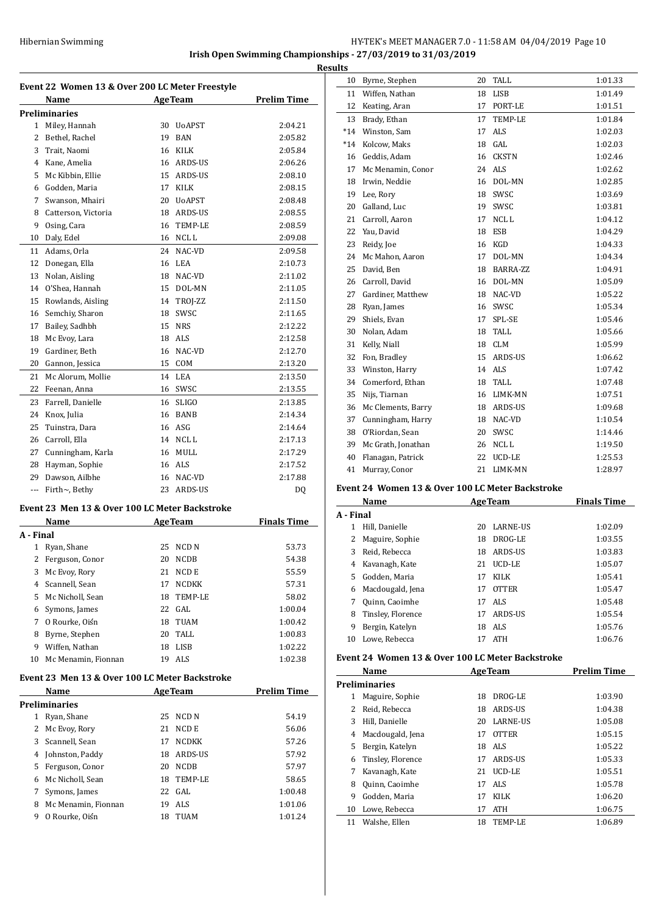**Irish Open Swimming Championships - 27/03/2019 to 31/03/2019**

**Results**

### Event 22 Women 13 & Over 200 LC Meter Freestyle

| | Name | Age | Team | Prelim Time |
|---|---|---|---|---|
| **Preliminaries** | | | | |
| 1 | Miley, Hannah | 30 | UoAPST | 2:04.21 |
| 2 | Bethel, Rachel | 19 | BAN | 2:05.82 |
| 3 | Trait, Naomi | 16 | KILK | 2:05.84 |
| 4 | Kane, Amelia | 16 | ARDS-US | 2:06.26 |
| 5 | Mc Kibbin, Ellie | 15 | ARDS-US | 2:08.10 |
| 6 | Godden, Maria | 17 | KILK | 2:08.15 |
| 7 | Swanson, Mhairi | 20 | UoAPST | 2:08.48 |
| 8 | Catterson, Victoria | 18 | ARDS-US | 2:08.55 |
| 9 | Osing, Cara | 16 | TEMP-LE | 2:08.59 |
| 10 | Daly, Edel | 16 | NCL L | 2:09.08 |
| 11 | Adams, Orla | 24 | NAC-VD | 2:09.58 |
| 12 | Donegan, Ella | 16 | LEA | 2:10.73 |
| 13 | Nolan, Aisling | 18 | NAC-VD | 2:11.02 |
| 14 | O'Shea, Hannah | 15 | DOL-MN | 2:11.05 |
| 15 | Rowlands, Aisling | 14 | TROJ-ZZ | 2:11.50 |
| 16 | Semchiy, Sharon | 18 | SWSC | 2:11.65 |
| 17 | Bailey, Sadhbh | 15 | NRS | 2:12.22 |
| 18 | Mc Evoy, Lara | 18 | ALS | 2:12.58 |
| 19 | Gardiner, Beth | 16 | NAC-VD | 2:12.70 |
| 20 | Gannon, Jessica | 15 | COM | 2:13.20 |
| 21 | Mc Alorum, Mollie | 14 | LEA | 2:13.50 |
| 22 | Feenan, Anna | 16 | SWSC | 2:13.55 |
| 23 | Farrell, Danielle | 16 | SLIGO | 2:13.85 |
| 24 | Knox, Julia | 16 | BANB | 2:14.34 |
| 25 | Tuinstra, Dara | 16 | ASG | 2:14.64 |
| 26 | Carroll, Ella | 14 | NCL L | 2:17.13 |
| 27 | Cunningham, Karla | 16 | MULL | 2:17.29 |
| 28 | Hayman, Sophie | 16 | ALS | 2:17.52 |
| 29 | Dawson, Ailbhe | 16 | NAC-VD | 2:17.88 |
| --- | Firth~, Bethy | 23 | ARDS-US | DQ |

### Event 23 Men 13 & Over 100 LC Meter Backstroke

| | Name | Age | Team | Finals Time |
|---|---|---|---|---|
| **A - Final** | | | | |
| 1 | Ryan, Shane | 25 | NCD N | 53.73 |
| 2 | Ferguson, Conor | 20 | NCDB | 54.38 |
| 3 | Mc Evoy, Rory | 21 | NCD E | 55.59 |
| 4 | Scannell, Sean | 17 | NCDKK | 57.31 |
| 5 | Mc Nicholl, Sean | 18 | TEMP-LE | 58.02 |
| 6 | Symons, James | 22 | GAL | 1:00.04 |
| 7 | O Rourke, Oiśn | 18 | TUAM | 1:00.42 |
| 8 | Byrne, Stephen | 20 | TALL | 1:00.83 |
| 9 | Wiffen, Nathan | 18 | LISB | 1:02.22 |
| 10 | Mc Menamin, Fionnan | 19 | ALS | 1:02.38 |

### Event 23 Men 13 & Over 100 LC Meter Backstroke

| | Name | Age | Team | Prelim Time |
|---|---|---|---|---|
| **Preliminaries** | | | | |
| 1 | Ryan, Shane | 25 | NCD N | 54.19 |
| 2 | Mc Evoy, Rory | 21 | NCD E | 56.06 |
| 3 | Scannell, Sean | 17 | NCDKK | 57.26 |
| 4 | Johnston, Paddy | 18 | ARDS-US | 57.92 |
| 5 | Ferguson, Conor | 20 | NCDB | 57.97 |
| 6 | Mc Nicholl, Sean | 18 | TEMP-LE | 58.65 |
| 7 | Symons, James | 22 | GAL | 1:00.48 |
| 8 | Mc Menamin, Fionnan | 19 | ALS | 1:01.06 |
| 9 | O Rourke, Oiśn | 18 | TUAM | 1:01.24 |
| 10 | Byrne, Stephen | 20 | TALL | 1:01.33 |
| 11 | Wiffen, Nathan | 18 | LISB | 1:01.49 |
| 12 | Keating, Aran | 17 | PORT-LE | 1:01.51 |
| 13 | Brady, Ethan | 17 | TEMP-LE | 1:01.84 |
| *14 | Winston, Sam | 17 | ALS | 1:02.03 |
| *14 | Kolcow, Maks | 18 | GAL | 1:02.03 |
| 16 | Geddis, Adam | 16 | CKSTN | 1:02.46 |
| 17 | Mc Menamin, Conor | 24 | ALS | 1:02.62 |
| 18 | Irwin, Neddie | 16 | DOL-MN | 1:02.85 |
| 19 | Lee, Rory | 18 | SWSC | 1:03.69 |
| 20 | Galland, Luc | 19 | SWSC | 1:03.81 |
| 21 | Carroll, Aaron | 17 | NCL L | 1:04.12 |
| 22 | Yau, David | 18 | ESB | 1:04.29 |
| 23 | Reidy, Joe | 16 | KGD | 1:04.33 |
| 24 | Mc Mahon, Aaron | 17 | DOL-MN | 1:04.34 |
| 25 | David, Ben | 18 | BARRA-ZZ | 1:04.91 |
| 26 | Carroll, David | 16 | DOL-MN | 1:05.09 |
| 27 | Gardiner, Matthew | 18 | NAC-VD | 1:05.22 |
| 28 | Ryan, James | 16 | SWSC | 1:05.34 |
| 29 | Shiels, Evan | 17 | SPL-SE | 1:05.46 |
| 30 | Nolan, Adam | 18 | TALL | 1:05.66 |
| 31 | Kelly, Niall | 18 | CLM | 1:05.99 |
| 32 | Fon, Bradley | 15 | ARDS-US | 1:06.62 |
| 33 | Winston, Harry | 14 | ALS | 1:07.42 |
| 34 | Comerford, Ethan | 18 | TALL | 1:07.48 |
| 35 | Nijs, Tiarnan | 16 | LIMK-MN | 1:07.51 |
| 36 | Mc Clements, Barry | 18 | ARDS-US | 1:09.68 |
| 37 | Cunningham, Harry | 18 | NAC-VD | 1:10.54 |
| 38 | O'Riordan, Sean | 20 | SWSC | 1:14.46 |
| 39 | Mc Grath, Jonathan | 26 | NCL L | 1:19.50 |
| 40 | Flanagan, Patrick | 22 | UCD-LE | 1:25.53 |
| 41 | Murray, Conor | 21 | LIMK-MN | 1:28.97 |

### Event 24 Women 13 & Over 100 LC Meter Backstroke

| | Name | Age | Team | Finals Time |
|---|---|---|---|---|
| **A - Final** | | | | |
| 1 | Hill, Danielle | 20 | LARNE-US | 1:02.09 |
| 2 | Maguire, Sophie | 18 | DROG-LE | 1:03.55 |
| 3 | Reid, Rebecca | 18 | ARDS-US | 1:03.83 |
| 4 | Kavanagh, Kate | 21 | UCD-LE | 1:05.07 |
| 5 | Godden, Maria | 17 | KILK | 1:05.41 |
| 6 | Macdougald, Jena | 17 | OTTER | 1:05.47 |
| 7 | Quinn, Caoimhe | 17 | ALS | 1:05.48 |
| 8 | Tinsley, Florence | 17 | ARDS-US | 1:05.54 |
| 9 | Bergin, Katelyn | 18 | ALS | 1:05.76 |
| 10 | Lowe, Rebecca | 17 | ATH | 1:06.76 |

### Event 24 Women 13 & Over 100 LC Meter Backstroke

| | Name | Age | Team | Prelim Time |
|---|---|---|---|---|
| **Preliminaries** | | | | |
| 1 | Maguire, Sophie | 18 | DROG-LE | 1:03.90 |
| 2 | Reid, Rebecca | 18 | ARDS-US | 1:04.38 |
| 3 | Hill, Danielle | 20 | LARNE-US | 1:05.08 |
| 4 | Macdougald, Jena | 17 | OTTER | 1:05.15 |
| 5 | Bergin, Katelyn | 18 | ALS | 1:05.22 |
| 6 | Tinsley, Florence | 17 | ARDS-US | 1:05.33 |
| 7 | Kavanagh, Kate | 21 | UCD-LE | 1:05.51 |
| 8 | Quinn, Caoimhe | 17 | ALS | 1:05.78 |
| 9 | Godden, Maria | 17 | KILK | 1:06.20 |
| 10 | Lowe, Rebecca | 17 | ATH | 1:06.75 |
| 11 | Walshe, Ellen | 18 | TEMP-LE | 1:06.89 |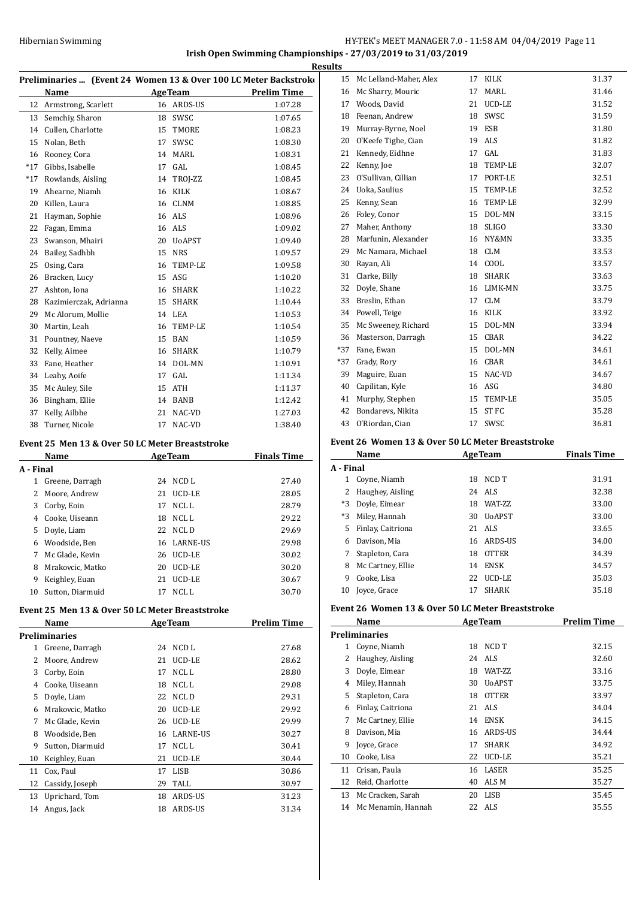**Irish Open Swimming Championships - 27/03/2019 to 31/03/2019**

**Results**

### Preliminaries ... (Event 24 Women 13 & Over 100 LC Meter Backstroke)

| | Name | Age | Team | Prelim Time |
|---|---|---|---|---|
| 12 | Armstrong, Scarlett | 16 | ARDS-US | 1:07.28 |
| 13 | Semchiy, Sharon | 18 | SWSC | 1:07.65 |
| 14 | Cullen, Charlotte | 15 | TMORE | 1:08.23 |
| 15 | Nolan, Beth | 17 | SWSC | 1:08.30 |
| 16 | Rooney, Cora | 14 | MARL | 1:08.31 |
| *17 | Gibbs, Isabelle | 17 | GAL | 1:08.45 |
| *17 | Rowlands, Aisling | 14 | TROJ-ZZ | 1:08.45 |
| 19 | Ahearne, Niamh | 16 | KILK | 1:08.67 |
| 20 | Killen, Laura | 16 | CLNM | 1:08.85 |
| 21 | Hayman, Sophie | 16 | ALS | 1:08.96 |
| 22 | Fagan, Emma | 16 | ALS | 1:09.02 |
| 23 | Swanson, Mhairi | 20 | UoAPST | 1:09.40 |
| 24 | Bailey, Sadhbh | 15 | NRS | 1:09.57 |
| 25 | Osing, Cara | 16 | TEMP-LE | 1:09.58 |
| 26 | Bracken, Lucy | 15 | ASG | 1:10.20 |
| 27 | Ashton, Iona | 16 | SHARK | 1:10.22 |
| 28 | Kazimierczak, Adrianna | 15 | SHARK | 1:10.44 |
| 29 | Mc Alorum, Mollie | 14 | LEA | 1:10.53 |
| 30 | Martin, Leah | 16 | TEMP-LE | 1:10.54 |
| 31 | Pountney, Naeve | 15 | BAN | 1:10.59 |
| 32 | Kelly, Aimee | 16 | SHARK | 1:10.79 |
| 33 | Fane, Heather | 14 | DOL-MN | 1:10.91 |
| 34 | Leahy, Aoife | 17 | GAL | 1:11.34 |
| 35 | Mc Auley, Sile | 15 | ATH | 1:11.37 |
| 36 | Bingham, Ellie | 14 | BANB | 1:12.42 |
| 37 | Kelly, Ailbhe | 21 | NAC-VD | 1:27.03 |
| 38 | Turner, Nicole | 17 | NAC-VD | 1:38.40 |

### Event 25 Men 13 & Over 50 LC Meter Breaststroke

| | Name | Age | Team | Finals Time |
|---|---|---|---|---|
| **A - Final** | | | | |
| 1 | Greene, Darragh | 24 | NCD L | 27.40 |
| 2 | Moore, Andrew | 21 | UCD-LE | 28.05 |
| 3 | Corby, Eoin | 17 | NCL L | 28.79 |
| 4 | Cooke, Uiseann | 18 | NCL L | 29.22 |
| 5 | Doyle, Liam | 22 | NCL D | 29.69 |
| 6 | Woodside, Ben | 16 | LARNE-US | 29.98 |
| 7 | Mc Glade, Kevin | 26 | UCD-LE | 30.02 |
| 8 | Mrakovcic, Matko | 20 | UCD-LE | 30.20 |
| 9 | Keighley, Euan | 21 | UCD-LE | 30.67 |
| 10 | Sutton, Diarmuid | 17 | NCL L | 30.70 |

### Event 25 Men 13 & Over 50 LC Meter Breaststroke

| | Name | Age | Team | Prelim Time |
|---|---|---|---|---|
| **Preliminaries** | | | | |
| 1 | Greene, Darragh | 24 | NCD L | 27.68 |
| 2 | Moore, Andrew | 21 | UCD-LE | 28.62 |
| 3 | Corby, Eoin | 17 | NCL L | 28.80 |
| 4 | Cooke, Uiseann | 18 | NCL L | 29.08 |
| 5 | Doyle, Liam | 22 | NCL D | 29.31 |
| 6 | Mrakovcic, Matko | 20 | UCD-LE | 29.92 |
| 7 | Mc Glade, Kevin | 26 | UCD-LE | 29.99 |
| 8 | Woodside, Ben | 16 | LARNE-US | 30.27 |
| 9 | Sutton, Diarmuid | 17 | NCL L | 30.41 |
| 10 | Keighley, Euan | 21 | UCD-LE | 30.44 |
| 11 | Cox, Paul | 17 | LISB | 30.86 |
| 12 | Cassidy, Joseph | 29 | TALL | 30.97 |
| 13 | Uprichard, Tom | 18 | ARDS-US | 31.23 |
| 14 | Angus, Jack | 18 | ARDS-US | 31.34 |
| 15 | Mc Lelland-Maher, Alex | 17 | KILK | 31.37 |
| 16 | Mc Sharry, Mouric | 17 | MARL | 31.46 |
| 17 | Woods, David | 21 | UCD-LE | 31.52 |
| 18 | Feenan, Andrew | 18 | SWSC | 31.59 |
| 19 | Murray-Byrne, Noel | 19 | ESB | 31.80 |
| 20 | O'Keefe Tighe, Cian | 19 | ALS | 31.82 |
| 21 | Kennedy, Eidhne | 17 | GAL | 31.83 |
| 22 | Kenny, Joe | 18 | TEMP-LE | 32.07 |
| 23 | O'Sullivan, Cillian | 17 | PORT-LE | 32.51 |
| 24 | Uoka, Saulius | 15 | TEMP-LE | 32.52 |
| 25 | Kenny, Sean | 16 | TEMP-LE | 32.99 |
| 26 | Foley, Conor | 15 | DOL-MN | 33.15 |
| 27 | Maher, Anthony | 18 | SLIGO | 33.30 |
| 28 | Marfunin, Alexander | 16 | NY&MN | 33.35 |
| 29 | Mc Namara, Michael | 18 | CLM | 33.53 |
| 30 | Rayan, Ali | 14 | COOL | 33.57 |
| 31 | Clarke, Billy | 18 | SHARK | 33.63 |
| 32 | Doyle, Shane | 16 | LIMK-MN | 33.75 |
| 33 | Breslin, Ethan | 17 | CLM | 33.79 |
| 34 | Powell, Teige | 16 | KILK | 33.92 |
| 35 | Mc Sweeney, Richard | 15 | DOL-MN | 33.94 |
| 36 | Masterson, Darragh | 15 | CBAR | 34.22 |
| *37 | Fane, Ewan | 15 | DOL-MN | 34.61 |
| *37 | Grady, Rory | 16 | CBAR | 34.61 |
| 39 | Maguire, Euan | 15 | NAC-VD | 34.67 |
| 40 | Capilitan, Kyle | 16 | ASG | 34.80 |
| 41 | Murphy, Stephen | 15 | TEMP-LE | 35.05 |
| 42 | Bondarevs, Nikita | 15 | ST FC | 35.28 |
| 43 | O'Riordan, Cian | 17 | SWSC | 36.81 |

### Event 26 Women 13 & Over 50 LC Meter Breaststroke

| | Name | Age | Team | Finals Time |
|---|---|---|---|---|
| **A - Final** | | | | |
| 1 | Coyne, Niamh | 18 | NCD T | 31.91 |
| 2 | Haughey, Aisling | 24 | ALS | 32.38 |
| *3 | Doyle, Eimear | 18 | WAT-ZZ | 33.00 |
| *3 | Miley, Hannah | 30 | UoAPST | 33.00 |
| 5 | Finlay, Caitriona | 21 | ALS | 33.65 |
| 6 | Davison, Mia | 16 | ARDS-US | 34.00 |
| 7 | Stapleton, Cara | 18 | OTTER | 34.39 |
| 8 | Mc Cartney, Ellie | 14 | ENSK | 34.57 |
| 9 | Cooke, Lisa | 22 | UCD-LE | 35.03 |
| 10 | Joyce, Grace | 17 | SHARK | 35.18 |

### Event 26 Women 13 & Over 50 LC Meter Breaststroke

| | Name | Age | Team | Prelim Time |
|---|---|---|---|---|
| **Preliminaries** | | | | |
| 1 | Coyne, Niamh | 18 | NCD T | 32.15 |
| 2 | Haughey, Aisling | 24 | ALS | 32.60 |
| 3 | Doyle, Eimear | 18 | WAT-ZZ | 33.16 |
| 4 | Miley, Hannah | 30 | UoAPST | 33.75 |
| 5 | Stapleton, Cara | 18 | OTTER | 33.97 |
| 6 | Finlay, Caitriona | 21 | ALS | 34.04 |
| 7 | Mc Cartney, Ellie | 14 | ENSK | 34.15 |
| 8 | Davison, Mia | 16 | ARDS-US | 34.44 |
| 9 | Joyce, Grace | 17 | SHARK | 34.92 |
| 10 | Cooke, Lisa | 22 | UCD-LE | 35.21 |
| 11 | Crisan, Paula | 16 | LASER | 35.25 |
| 12 | Reid, Charlotte | 40 | ALS M | 35.27 |
| 13 | Mc Cracken, Sarah | 20 | LISB | 35.45 |
| 14 | Mc Menamin, Hannah | 22 | ALS | 35.55 |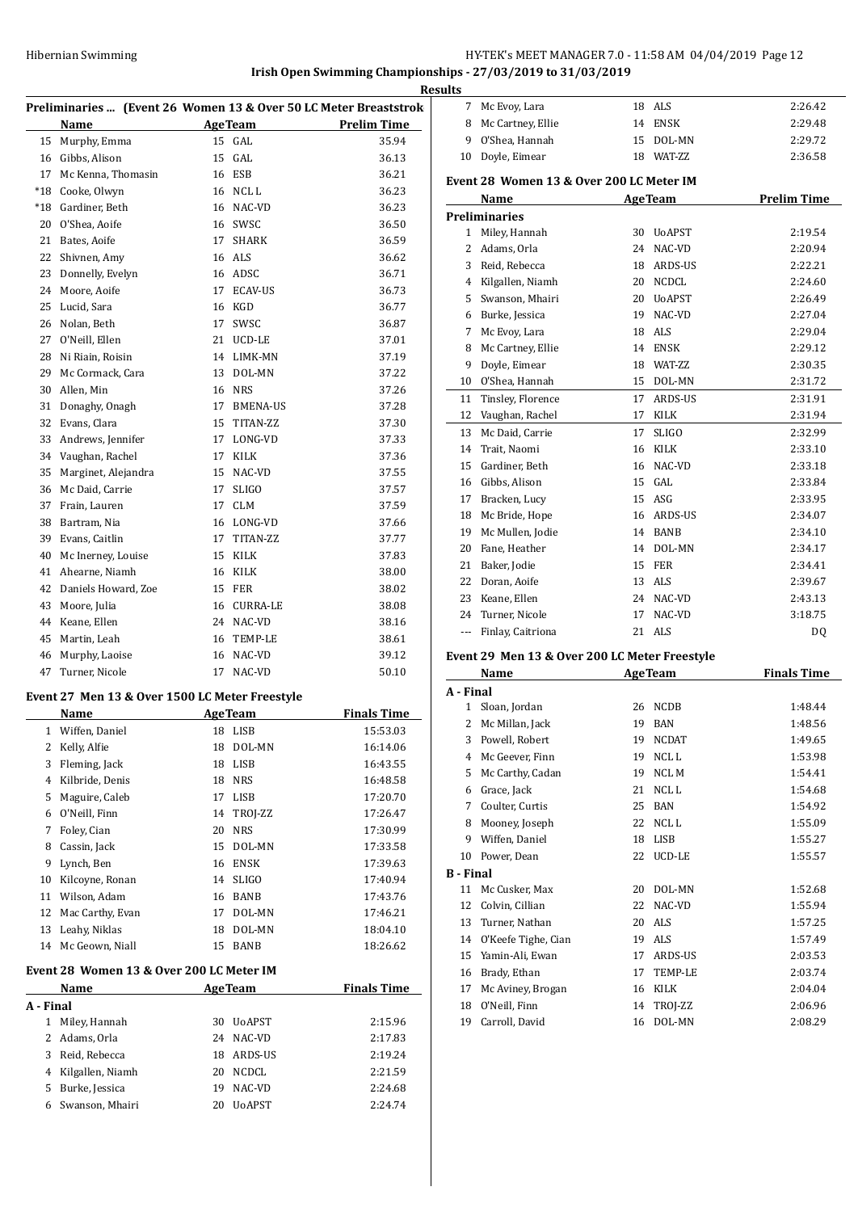## Irish Open Swimming Championships - 27/03/2019 to 31/03/2019

### Results

### Preliminaries ... (Event 26 Women 13 & Over 50 LC Meter Breaststroke)

| | Name | Age | Team | Prelim Time |
|---|---|---|---|---|
| 15 | Murphy, Emma | 15 | GAL | 35.94 |
| 16 | Gibbs, Alison | 15 | GAL | 36.13 |
| 17 | Mc Kenna, Thomasin | 16 | ESB | 36.21 |
| *18 | Cooke, Olwyn | 16 | NCL L | 36.23 |
| *18 | Gardiner, Beth | 16 | NAC-VD | 36.23 |
| 20 | O'Shea, Aoife | 16 | SWSC | 36.50 |
| 21 | Bates, Aoife | 17 | SHARK | 36.59 |
| 22 | Shivnen, Amy | 16 | ALS | 36.62 |
| 23 | Donnelly, Evelyn | 16 | ADSC | 36.71 |
| 24 | Moore, Aoife | 17 | ECAV-US | 36.73 |
| 25 | Lucid, Sara | 16 | KGD | 36.77 |
| 26 | Nolan, Beth | 17 | SWSC | 36.87 |
| 27 | O'Neill, Ellen | 21 | UCD-LE | 37.01 |
| 28 | Ni Riain, Roisin | 14 | LIMK-MN | 37.19 |
| 29 | Mc Cormack, Cara | 13 | DOL-MN | 37.22 |
| 30 | Allen, Min | 16 | NRS | 37.26 |
| 31 | Donaghy, Onagh | 17 | BMENA-US | 37.28 |
| 32 | Evans, Clara | 15 | TITAN-ZZ | 37.30 |
| 33 | Andrews, Jennifer | 17 | LONG-VD | 37.33 |
| 34 | Vaughan, Rachel | 17 | KILK | 37.36 |
| 35 | Marginet, Alejandra | 15 | NAC-VD | 37.55 |
| 36 | Mc Daid, Carrie | 17 | SLIGO | 37.57 |
| 37 | Frain, Lauren | 17 | CLM | 37.59 |
| 38 | Bartram, Nia | 16 | LONG-VD | 37.66 |
| 39 | Evans, Caitlin | 17 | TITAN-ZZ | 37.77 |
| 40 | Mc Inerney, Louise | 15 | KILK | 37.83 |
| 41 | Ahearne, Niamh | 16 | KILK | 38.00 |
| 42 | Daniels Howard, Zoe | 15 | FER | 38.02 |
| 43 | Moore, Julia | 16 | CURRA-LE | 38.08 |
| 44 | Keane, Ellen | 24 | NAC-VD | 38.16 |
| 45 | Martin, Leah | 16 | TEMP-LE | 38.61 |
| 46 | Murphy, Laoise | 16 | NAC-VD | 39.12 |
| 47 | Turner, Nicole | 17 | NAC-VD | 50.10 |

### Event 27 Men 13 & Over 1500 LC Meter Freestyle

| | Name | Age | Team | Finals Time |
|---|---|---|---|---|
| 1 | Wiffen, Daniel | 18 | LISB | 15:53.03 |
| 2 | Kelly, Alfie | 18 | DOL-MN | 16:14.06 |
| 3 | Fleming, Jack | 18 | LISB | 16:43.55 |
| 4 | Kilbride, Denis | 18 | NRS | 16:48.58 |
| 5 | Maguire, Caleb | 17 | LISB | 17:20.70 |
| 6 | O'Neill, Finn | 14 | TROJ-ZZ | 17:26.47 |
| 7 | Foley, Cian | 20 | NRS | 17:30.99 |
| 8 | Cassin, Jack | 15 | DOL-MN | 17:33.58 |
| 9 | Lynch, Ben | 16 | ENSK | 17:39.63 |
| 10 | Kilcoyne, Ronan | 14 | SLIGO | 17:40.94 |
| 11 | Wilson, Adam | 16 | BANB | 17:43.76 |
| 12 | Mac Carthy, Evan | 17 | DOL-MN | 17:46.21 |
| 13 | Leahy, Niklas | 18 | DOL-MN | 18:04.10 |
| 14 | Mc Geown, Niall | 15 | BANB | 18:26.62 |

### Event 28 Women 13 & Over 200 LC Meter IM

| | Name | Age | Team | Finals Time |
|---|---|---|---|---|
| **A - Final** | | | | |
| 1 | Miley, Hannah | 30 | UoAPST | 2:15.96 |
| 2 | Adams, Orla | 24 | NAC-VD | 2:17.83 |
| 3 | Reid, Rebecca | 18 | ARDS-US | 2:19.24 |
| 4 | Kilgallen, Niamh | 20 | NCDCL | 2:21.59 |
| 5 | Burke, Jessica | 19 | NAC-VD | 2:24.68 |
| 6 | Swanson, Mhairi | 20 | UoAPST | 2:24.74 |
| 7 | Mc Evoy, Lara | 18 | ALS | 2:26.42 |
| 8 | Mc Cartney, Ellie | 14 | ENSK | 2:29.48 |
| 9 | O'Shea, Hannah | 15 | DOL-MN | 2:29.72 |
| 10 | Doyle, Eimear | 18 | WAT-ZZ | 2:36.58 |

### Event 28 Women 13 & Over 200 LC Meter IM

| | Name | Age | Team | Prelim Time |
|---|---|---|---|---|
| **Preliminaries** | | | | |
| 1 | Miley, Hannah | 30 | UoAPST | 2:19.54 |
| 2 | Adams, Orla | 24 | NAC-VD | 2:20.94 |
| 3 | Reid, Rebecca | 18 | ARDS-US | 2:22.21 |
| 4 | Kilgallen, Niamh | 20 | NCDCL | 2:24.60 |
| 5 | Swanson, Mhairi | 20 | UoAPST | 2:26.49 |
| 6 | Burke, Jessica | 19 | NAC-VD | 2:27.04 |
| 7 | Mc Evoy, Lara | 18 | ALS | 2:29.04 |
| 8 | Mc Cartney, Ellie | 14 | ENSK | 2:29.12 |
| 9 | Doyle, Eimear | 18 | WAT-ZZ | 2:30.35 |
| 10 | O'Shea, Hannah | 15 | DOL-MN | 2:31.72 |
| 11 | Tinsley, Florence | 17 | ARDS-US | 2:31.91 |
| 12 | Vaughan, Rachel | 17 | KILK | 2:31.94 |
| 13 | Mc Daid, Carrie | 17 | SLIGO | 2:32.99 |
| 14 | Trait, Naomi | 16 | KILK | 2:33.10 |
| 15 | Gardiner, Beth | 16 | NAC-VD | 2:33.18 |
| 16 | Gibbs, Alison | 15 | GAL | 2:33.84 |
| 17 | Bracken, Lucy | 15 | ASG | 2:33.95 |
| 18 | Mc Bride, Hope | 16 | ARDS-US | 2:34.07 |
| 19 | Mc Mullen, Jodie | 14 | BANB | 2:34.10 |
| 20 | Fane, Heather | 14 | DOL-MN | 2:34.17 |
| 21 | Baker, Jodie | 15 | FER | 2:34.41 |
| 22 | Doran, Aoife | 13 | ALS | 2:39.67 |
| 23 | Keane, Ellen | 24 | NAC-VD | 2:43.13 |
| 24 | Turner, Nicole | 17 | NAC-VD | 3:18.75 |
| --- | Finlay, Caitriona | 21 | ALS | DQ |

### Event 29 Men 13 & Over 200 LC Meter Freestyle

| | Name | Age | Team | Finals Time |
|---|---|---|---|---|
| **A - Final** | | | | |
| 1 | Sloan, Jordan | 26 | NCDB | 1:48.44 |
| 2 | Mc Millan, Jack | 19 | BAN | 1:48.56 |
| 3 | Powell, Robert | 19 | NCDAT | 1:49.65 |
| 4 | Mc Geever, Finn | 19 | NCL L | 1:53.98 |
| 5 | Mc Carthy, Cadan | 19 | NCL M | 1:54.41 |
| 6 | Grace, Jack | 21 | NCL L | 1:54.68 |
| 7 | Coulter, Curtis | 25 | BAN | 1:54.92 |
| 8 | Mooney, Joseph | 22 | NCL L | 1:55.09 |
| 9 | Wiffen, Daniel | 18 | LISB | 1:55.27 |
| 10 | Power, Dean | 22 | UCD-LE | 1:55.57 |
| **B - Final** | | | | |
| 11 | Mc Cusker, Max | 20 | DOL-MN | 1:52.68 |
| 12 | Colvin, Cillian | 22 | NAC-VD | 1:55.94 |
| 13 | Turner, Nathan | 20 | ALS | 1:57.25 |
| 14 | O'Keefe Tighe, Cian | 19 | ALS | 1:57.49 |
| 15 | Yamin-Ali, Ewan | 17 | ARDS-US | 2:03.53 |
| 16 | Brady, Ethan | 17 | TEMP-LE | 2:03.74 |
| 17 | Mc Aviney, Brogan | 16 | KILK | 2:04.04 |
| 18 | O'Neill, Finn | 14 | TROJ-ZZ | 2:06.96 |
| 19 | Carroll, David | 16 | DOL-MN | 2:08.29 |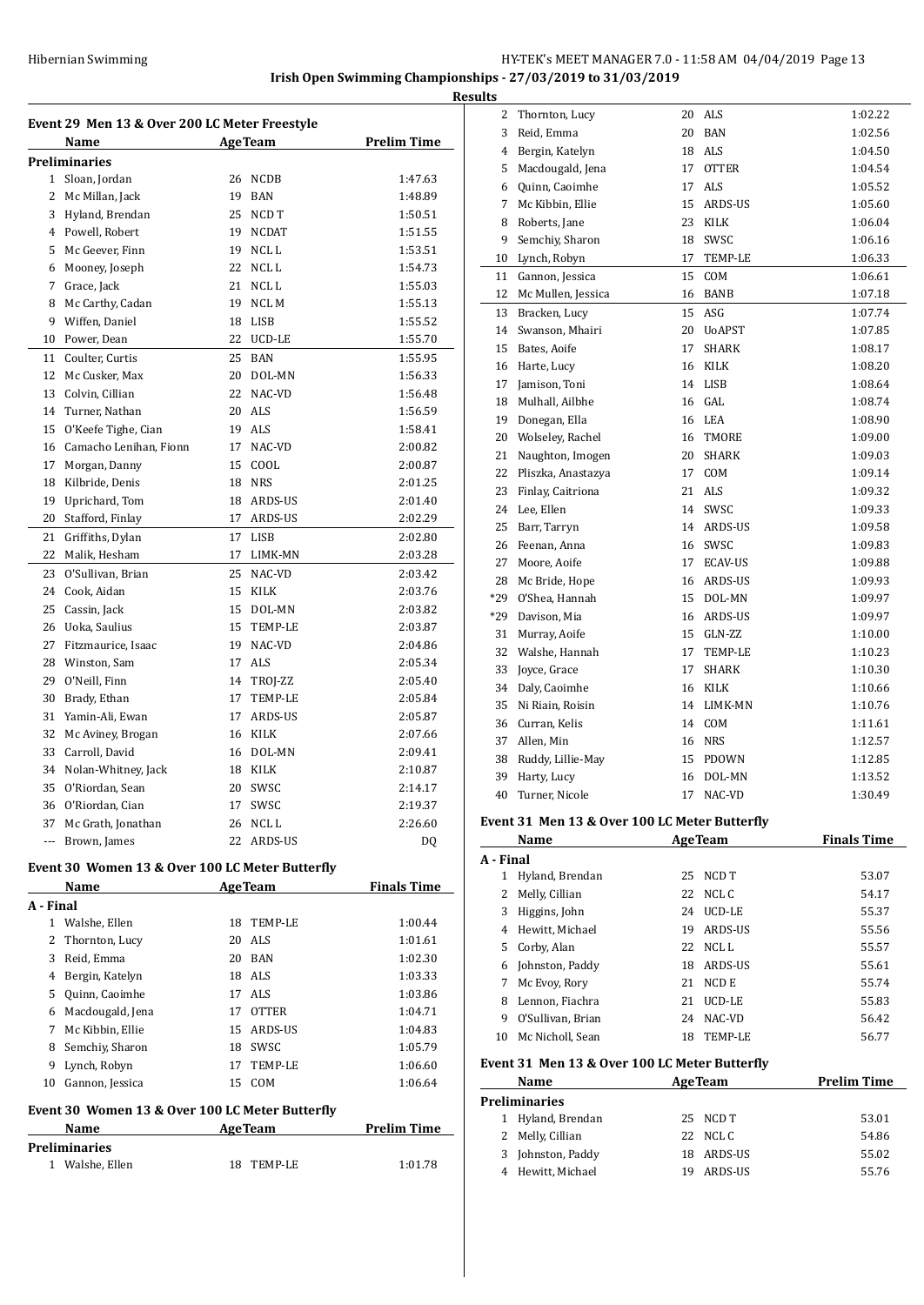**Irish Open Swimming Championships - 27/03/2019 to 31/03/2019**

**Results**

### Event 29 Men 13 & Over 200 LC Meter Freestyle

| | Name | Age | Team | Prelim Time |
|---|---|---|---|---|
| **Preliminaries** | | | | |
| 1 | Sloan, Jordan | 26 | NCDB | 1:47.63 |
| 2 | Mc Millan, Jack | 19 | BAN | 1:48.89 |
| 3 | Hyland, Brendan | 25 | NCD T | 1:50.51 |
| 4 | Powell, Robert | 19 | NCDAT | 1:51.55 |
| 5 | Mc Geever, Finn | 19 | NCL L | 1:53.51 |
| 6 | Mooney, Joseph | 22 | NCL L | 1:54.73 |
| 7 | Grace, Jack | 21 | NCL L | 1:55.03 |
| 8 | Mc Carthy, Cadan | 19 | NCL M | 1:55.13 |
| 9 | Wiffen, Daniel | 18 | LISB | 1:55.52 |
| 10 | Power, Dean | 22 | UCD-LE | 1:55.70 |
| 11 | Coulter, Curtis | 25 | BAN | 1:55.95 |
| 12 | Mc Cusker, Max | 20 | DOL-MN | 1:56.33 |
| 13 | Colvin, Cillian | 22 | NAC-VD | 1:56.48 |
| 14 | Turner, Nathan | 20 | ALS | 1:56.59 |
| 15 | O'Keefe Tighe, Cian | 19 | ALS | 1:58.41 |
| 16 | Camacho Lenihan, Fionn | 17 | NAC-VD | 2:00.82 |
| 17 | Morgan, Danny | 15 | COOL | 2:00.87 |
| 18 | Kilbride, Denis | 18 | NRS | 2:01.25 |
| 19 | Uprichard, Tom | 18 | ARDS-US | 2:01.40 |
| 20 | Stafford, Finlay | 17 | ARDS-US | 2:02.29 |
| 21 | Griffiths, Dylan | 17 | LISB | 2:02.80 |
| 22 | Malik, Hesham | 17 | LIMK-MN | 2:03.28 |
| 23 | O'Sullivan, Brian | 25 | NAC-VD | 2:03.42 |
| 24 | Cook, Aidan | 15 | KILK | 2:03.76 |
| 25 | Cassin, Jack | 15 | DOL-MN | 2:03.82 |
| 26 | Uoka, Saulius | 15 | TEMP-LE | 2:03.87 |
| 27 | Fitzmaurice, Isaac | 19 | NAC-VD | 2:04.86 |
| 28 | Winston, Sam | 17 | ALS | 2:05.34 |
| 29 | O'Neill, Finn | 14 | TROJ-ZZ | 2:05.40 |
| 30 | Brady, Ethan | 17 | TEMP-LE | 2:05.84 |
| 31 | Yamin-Ali, Ewan | 17 | ARDS-US | 2:05.87 |
| 32 | Mc Aviney, Brogan | 16 | KILK | 2:07.66 |
| 33 | Carroll, David | 16 | DOL-MN | 2:09.41 |
| 34 | Nolan-Whitney, Jack | 18 | KILK | 2:10.87 |
| 35 | O'Riordan, Sean | 20 | SWSC | 2:14.17 |
| 36 | O'Riordan, Cian | 17 | SWSC | 2:19.37 |
| 37 | Mc Grath, Jonathan | 26 | NCL L | 2:26.60 |
| --- | Brown, James | 22 | ARDS-US | DQ |

### Event 30 Women 13 & Over 100 LC Meter Butterfly

| | Name | Age | Team | Finals Time |
|---|---|---|---|---|
| **A - Final** | | | | |
| 1 | Walshe, Ellen | 18 | TEMP-LE | 1:00.44 |
| 2 | Thornton, Lucy | 20 | ALS | 1:01.61 |
| 3 | Reid, Emma | 20 | BAN | 1:02.30 |
| 4 | Bergin, Katelyn | 18 | ALS | 1:03.33 |
| 5 | Quinn, Caoimhe | 17 | ALS | 1:03.86 |
| 6 | Macdougald, Jena | 17 | OTTER | 1:04.71 |
| 7 | Mc Kibbin, Ellie | 15 | ARDS-US | 1:04.83 |
| 8 | Semchiy, Sharon | 18 | SWSC | 1:05.79 |
| 9 | Lynch, Robyn | 17 | TEMP-LE | 1:06.60 |
| 10 | Gannon, Jessica | 15 | COM | 1:06.64 |

### Event 30 Women 13 & Over 100 LC Meter Butterfly

| | Name | Age | Team | Prelim Time |
|---|---|---|---|---|
| **Preliminaries** | | | | |
| 1 | Walshe, Ellen | 18 | TEMP-LE | 1:01.78 |
| 2 | Thornton, Lucy | 20 | ALS | 1:02.22 |
| 3 | Reid, Emma | 20 | BAN | 1:02.56 |
| 4 | Bergin, Katelyn | 18 | ALS | 1:04.50 |
| 5 | Macdougald, Jena | 17 | OTTER | 1:04.54 |
| 6 | Quinn, Caoimhe | 17 | ALS | 1:05.52 |
| 7 | Mc Kibbin, Ellie | 15 | ARDS-US | 1:05.60 |
| 8 | Roberts, Jane | 23 | KILK | 1:06.04 |
| 9 | Semchiy, Sharon | 18 | SWSC | 1:06.16 |
| 10 | Lynch, Robyn | 17 | TEMP-LE | 1:06.33 |
| 11 | Gannon, Jessica | 15 | COM | 1:06.61 |
| 12 | Mc Mullen, Jessica | 16 | BANB | 1:07.18 |
| 13 | Bracken, Lucy | 15 | ASG | 1:07.74 |
| 14 | Swanson, Mhairi | 20 | UoAPST | 1:07.85 |
| 15 | Bates, Aoife | 17 | SHARK | 1:08.17 |
| 16 | Harte, Lucy | 16 | KILK | 1:08.20 |
| 17 | Jamison, Toni | 14 | LISB | 1:08.64 |
| 18 | Mulhall, Ailbhe | 16 | GAL | 1:08.74 |
| 19 | Donegan, Ella | 16 | LEA | 1:08.90 |
| 20 | Wolseley, Rachel | 16 | TMORE | 1:09.00 |
| 21 | Naughton, Imogen | 20 | SHARK | 1:09.03 |
| 22 | Pliszka, Anastazya | 17 | COM | 1:09.14 |
| 23 | Finlay, Caitriona | 21 | ALS | 1:09.32 |
| 24 | Lee, Ellen | 14 | SWSC | 1:09.33 |
| 25 | Barr, Tarryn | 14 | ARDS-US | 1:09.58 |
| 26 | Feenan, Anna | 16 | SWSC | 1:09.83 |
| 27 | Moore, Aoife | 17 | ECAV-US | 1:09.88 |
| 28 | Mc Bride, Hope | 16 | ARDS-US | 1:09.93 |
| *29 | O'Shea, Hannah | 15 | DOL-MN | 1:09.97 |
| *29 | Davison, Mia | 16 | ARDS-US | 1:09.97 |
| 31 | Murray, Aoife | 15 | GLN-ZZ | 1:10.00 |
| 32 | Walshe, Hannah | 17 | TEMP-LE | 1:10.23 |
| 33 | Joyce, Grace | 17 | SHARK | 1:10.30 |
| 34 | Daly, Caoimhe | 16 | KILK | 1:10.66 |
| 35 | Ni Riain, Roisin | 14 | LIMK-MN | 1:10.76 |
| 36 | Curran, Kelis | 14 | COM | 1:11.61 |
| 37 | Allen, Min | 16 | NRS | 1:12.57 |
| 38 | Ruddy, Lillie-May | 15 | PDOWN | 1:12.85 |
| 39 | Harty, Lucy | 16 | DOL-MN | 1:13.52 |
| 40 | Turner, Nicole | 17 | NAC-VD | 1:30.49 |

### Event 31 Men 13 & Over 100 LC Meter Butterfly

| | Name | Age | Team | Finals Time |
|---|---|---|---|---|
| **A - Final** | | | | |
| 1 | Hyland, Brendan | 25 | NCD T | 53.07 |
| 2 | Melly, Cillian | 22 | NCL C | 54.17 |
| 3 | Higgins, John | 24 | UCD-LE | 55.37 |
| 4 | Hewitt, Michael | 19 | ARDS-US | 55.56 |
| 5 | Corby, Alan | 22 | NCL L | 55.57 |
| 6 | Johnston, Paddy | 18 | ARDS-US | 55.61 |
| 7 | Mc Evoy, Rory | 21 | NCD E | 55.74 |
| 8 | Lennon, Fiachra | 21 | UCD-LE | 55.83 |
| 9 | O'Sullivan, Brian | 24 | NAC-VD | 56.42 |
| 10 | Mc Nicholl, Sean | 18 | TEMP-LE | 56.77 |

### Event 31 Men 13 & Over 100 LC Meter Butterfly

| | Name | Age | Team | Prelim Time |
|---|---|---|---|---|
| **Preliminaries** | | | | |
| 1 | Hyland, Brendan | 25 | NCD T | 53.01 |
| 2 | Melly, Cillian | 22 | NCL C | 54.86 |
| 3 | Johnston, Paddy | 18 | ARDS-US | 55.02 |
| 4 | Hewitt, Michael | 19 | ARDS-US | 55.76 |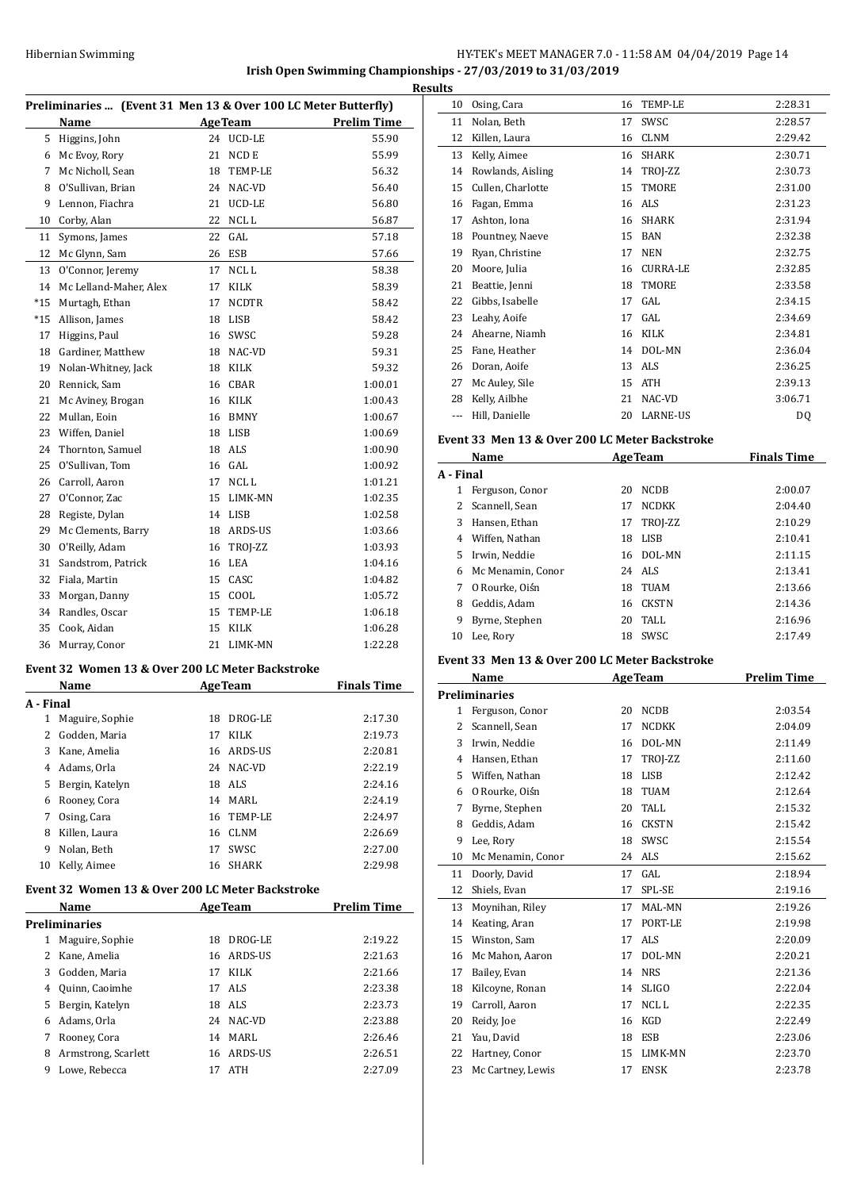**Irish Open Swimming Championships - 27/03/2019 to 31/03/2019**

**Results**

### Preliminaries ... (Event 31 Men 13 & Over 100 LC Meter Butterfly)

| | Name | Age | Team | Prelim Time |
|---|---|---|---|---|
| 5 | Higgins, John | 24 | UCD-LE | 55.90 |
| 6 | Mc Evoy, Rory | 21 | NCD E | 55.99 |
| 7 | Mc Nicholl, Sean | 18 | TEMP-LE | 56.32 |
| 8 | O'Sullivan, Brian | 24 | NAC-VD | 56.40 |
| 9 | Lennon, Fiachra | 21 | UCD-LE | 56.80 |
| 10 | Corby, Alan | 22 | NCL L | 56.87 |
| 11 | Symons, James | 22 | GAL | 57.18 |
| 12 | Mc Glynn, Sam | 26 | ESB | 57.66 |
| 13 | O'Connor, Jeremy | 17 | NCL L | 58.38 |
| 14 | Mc Lelland-Maher, Alex | 17 | KILK | 58.39 |
| *15 | Murtagh, Ethan | 17 | NCDTR | 58.42 |
| *15 | Allison, James | 18 | LISB | 58.42 |
| 17 | Higgins, Paul | 16 | SWSC | 59.28 |
| 18 | Gardiner, Matthew | 18 | NAC-VD | 59.31 |
| 19 | Nolan-Whitney, Jack | 18 | KILK | 59.32 |
| 20 | Rennick, Sam | 16 | CBAR | 1:00.01 |
| 21 | Mc Aviney, Brogan | 16 | KILK | 1:00.43 |
| 22 | Mullan, Eoin | 16 | BMNY | 1:00.67 |
| 23 | Wiffen, Daniel | 18 | LISB | 1:00.69 |
| 24 | Thornton, Samuel | 18 | ALS | 1:00.90 |
| 25 | O'Sullivan, Tom | 16 | GAL | 1:00.92 |
| 26 | Carroll, Aaron | 17 | NCL L | 1:01.21 |
| 27 | O'Connor, Zac | 15 | LIMK-MN | 1:02.35 |
| 28 | Registe, Dylan | 14 | LISB | 1:02.58 |
| 29 | Mc Clements, Barry | 18 | ARDS-US | 1:03.66 |
| 30 | O'Reilly, Adam | 16 | TROJ-ZZ | 1:03.93 |
| 31 | Sandstrom, Patrick | 16 | LEA | 1:04.16 |
| 32 | Fiala, Martin | 15 | CASC | 1:04.82 |
| 33 | Morgan, Danny | 15 | COOL | 1:05.72 |
| 34 | Randles, Oscar | 15 | TEMP-LE | 1:06.18 |
| 35 | Cook, Aidan | 15 | KILK | 1:06.28 |
| 36 | Murray, Conor | 21 | LIMK-MN | 1:22.28 |

### Event 32 Women 13 & Over 200 LC Meter Backstroke

| | Name | Age | Team | Finals Time |
|---|---|---|---|---|
| **A - Final** | | | | |
| 1 | Maguire, Sophie | 18 | DROG-LE | 2:17.30 |
| 2 | Godden, Maria | 17 | KILK | 2:19.73 |
| 3 | Kane, Amelia | 16 | ARDS-US | 2:20.81 |
| 4 | Adams, Orla | 24 | NAC-VD | 2:22.19 |
| 5 | Bergin, Katelyn | 18 | ALS | 2:24.16 |
| 6 | Rooney, Cora | 14 | MARL | 2:24.19 |
| 7 | Osing, Cara | 16 | TEMP-LE | 2:24.97 |
| 8 | Killen, Laura | 16 | CLNM | 2:26.69 |
| 9 | Nolan, Beth | 17 | SWSC | 2:27.00 |
| 10 | Kelly, Aimee | 16 | SHARK | 2:29.98 |

### Event 32 Women 13 & Over 200 LC Meter Backstroke

| | Name | Age | Team | Prelim Time |
|---|---|---|---|---|
| **Preliminaries** | | | | |
| 1 | Maguire, Sophie | 18 | DROG-LE | 2:19.22 |
| 2 | Kane, Amelia | 16 | ARDS-US | 2:21.63 |
| 3 | Godden, Maria | 17 | KILK | 2:21.66 |
| 4 | Quinn, Caoimhe | 17 | ALS | 2:23.38 |
| 5 | Bergin, Katelyn | 18 | ALS | 2:23.73 |
| 6 | Adams, Orla | 24 | NAC-VD | 2:23.88 |
| 7 | Rooney, Cora | 14 | MARL | 2:26.46 |
| 8 | Armstrong, Scarlett | 16 | ARDS-US | 2:26.51 |
| 9 | Lowe, Rebecca | 17 | ATH | 2:27.09 |
| 10 | Osing, Cara | 16 | TEMP-LE | 2:28.31 |
| 11 | Nolan, Beth | 17 | SWSC | 2:28.57 |
| 12 | Killen, Laura | 16 | CLNM | 2:29.42 |
| 13 | Kelly, Aimee | 16 | SHARK | 2:30.71 |
| 14 | Rowlands, Aisling | 14 | TROJ-ZZ | 2:30.73 |
| 15 | Cullen, Charlotte | 15 | TMORE | 2:31.00 |
| 16 | Fagan, Emma | 16 | ALS | 2:31.23 |
| 17 | Ashton, Iona | 16 | SHARK | 2:31.94 |
| 18 | Pountney, Naeve | 15 | BAN | 2:32.38 |
| 19 | Ryan, Christine | 17 | NEN | 2:32.75 |
| 20 | Moore, Julia | 16 | CURRA-LE | 2:32.85 |
| 21 | Beattie, Jenni | 18 | TMORE | 2:33.58 |
| 22 | Gibbs, Isabelle | 17 | GAL | 2:34.15 |
| 23 | Leahy, Aoife | 17 | GAL | 2:34.69 |
| 24 | Ahearne, Niamh | 16 | KILK | 2:34.81 |
| 25 | Fane, Heather | 14 | DOL-MN | 2:36.04 |
| 26 | Doran, Aoife | 13 | ALS | 2:36.25 |
| 27 | Mc Auley, Sile | 15 | ATH | 2:39.13 |
| 28 | Kelly, Ailbhe | 21 | NAC-VD | 3:06.71 |
| --- | Hill, Danielle | 20 | LARNE-US | DQ |

### Event 33 Men 13 & Over 200 LC Meter Backstroke

| | Name | Age | Team | Finals Time |
|---|---|---|---|---|
| **A - Final** | | | | |
| 1 | Ferguson, Conor | 20 | NCDB | 2:00.07 |
| 2 | Scannell, Sean | 17 | NCDKK | 2:04.40 |
| 3 | Hansen, Ethan | 17 | TROJ-ZZ | 2:10.29 |
| 4 | Wiffen, Nathan | 18 | LISB | 2:10.41 |
| 5 | Irwin, Neddie | 16 | DOL-MN | 2:11.15 |
| 6 | Mc Menamin, Conor | 24 | ALS | 2:13.41 |
| 7 | O Rourke, Oiśn | 18 | TUAM | 2:13.66 |
| 8 | Geddis, Adam | 16 | CKSTN | 2:14.36 |
| 9 | Byrne, Stephen | 20 | TALL | 2:16.96 |
| 10 | Lee, Rory | 18 | SWSC | 2:17.49 |

### Event 33 Men 13 & Over 200 LC Meter Backstroke

| | Name | Age | Team | Prelim Time |
|---|---|---|---|---|
| **Preliminaries** | | | | |
| 1 | Ferguson, Conor | 20 | NCDB | 2:03.54 |
| 2 | Scannell, Sean | 17 | NCDKK | 2:04.09 |
| 3 | Irwin, Neddie | 16 | DOL-MN | 2:11.49 |
| 4 | Hansen, Ethan | 17 | TROJ-ZZ | 2:11.60 |
| 5 | Wiffen, Nathan | 18 | LISB | 2:12.42 |
| 6 | O Rourke, Oiśn | 18 | TUAM | 2:12.64 |
| 7 | Byrne, Stephen | 20 | TALL | 2:15.32 |
| 8 | Geddis, Adam | 16 | CKSTN | 2:15.42 |
| 9 | Lee, Rory | 18 | SWSC | 2:15.54 |
| 10 | Mc Menamin, Conor | 24 | ALS | 2:15.62 |
| 11 | Doorly, David | 17 | GAL | 2:18.94 |
| 12 | Shiels, Evan | 17 | SPL-SE | 2:19.16 |
| 13 | Moynihan, Riley | 17 | MAL-MN | 2:19.26 |
| 14 | Keating, Aran | 17 | PORT-LE | 2:19.98 |
| 15 | Winston, Sam | 17 | ALS | 2:20.09 |
| 16 | Mc Mahon, Aaron | 17 | DOL-MN | 2:20.21 |
| 17 | Bailey, Evan | 14 | NRS | 2:21.36 |
| 18 | Kilcoyne, Ronan | 14 | SLIGO | 2:22.04 |
| 19 | Carroll, Aaron | 17 | NCL L | 2:22.35 |
| 20 | Reidy, Joe | 16 | KGD | 2:22.49 |
| 21 | Yau, David | 18 | ESB | 2:23.06 |
| 22 | Hartney, Conor | 15 | LIMK-MN | 2:23.70 |
| 23 | Mc Cartney, Lewis | 17 | ENSK | 2:23.78 |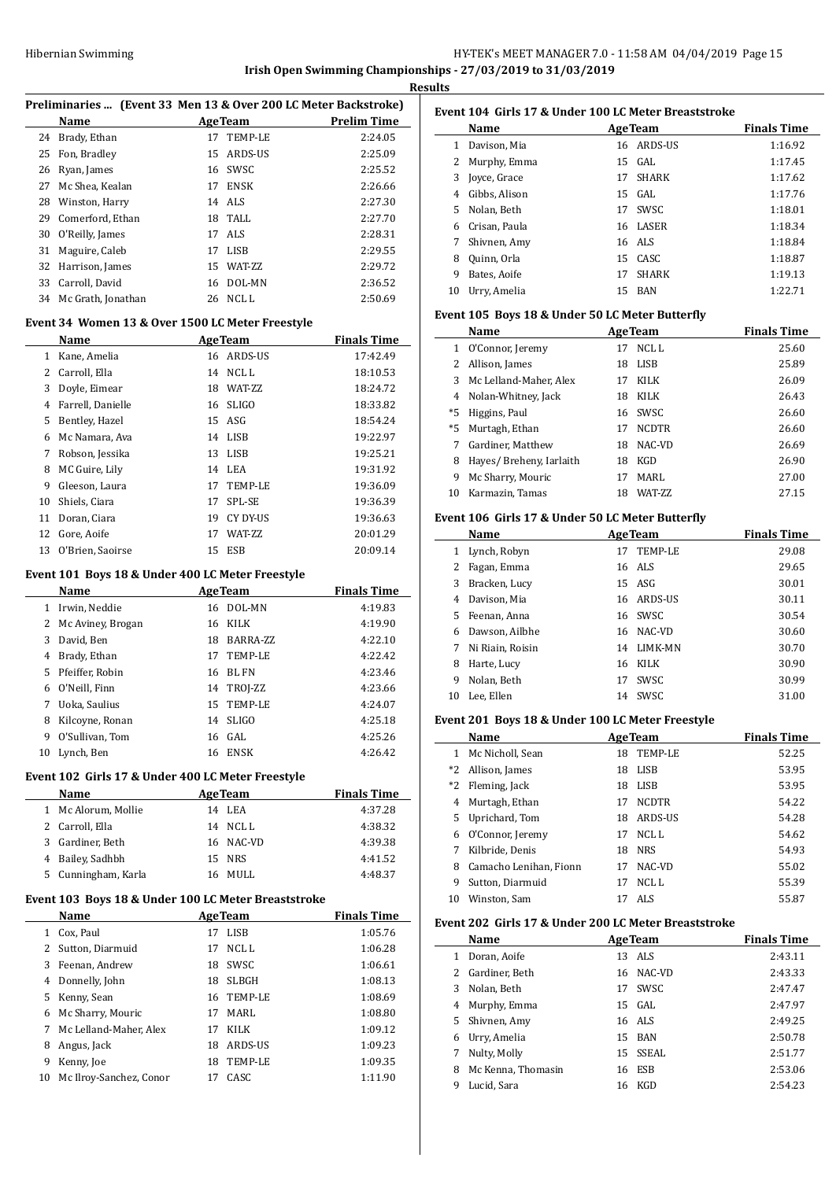**Irish Open Swimming Championships - 27/03/2019 to 31/03/2019**

**Results**

### Preliminaries ... (Event 33 Men 13 & Over 200 LC Meter Backstroke)

| | Name | Age | Team | Prelim Time |
|---|---|---|---|---|
| 24 | Brady, Ethan | 17 | TEMP-LE | 2:24.05 |
| 25 | Fon, Bradley | 15 | ARDS-US | 2:25.09 |
| 26 | Ryan, James | 16 | SWSC | 2:25.52 |
| 27 | Mc Shea, Kealan | 17 | ENSK | 2:26.66 |
| 28 | Winston, Harry | 14 | ALS | 2:27.30 |
| 29 | Comerford, Ethan | 18 | TALL | 2:27.70 |
| 30 | O'Reilly, James | 17 | ALS | 2:28.31 |
| 31 | Maguire, Caleb | 17 | LISB | 2:29.55 |
| 32 | Harrison, James | 15 | WAT-ZZ | 2:29.72 |
| 33 | Carroll, David | 16 | DOL-MN | 2:36.52 |
| 34 | Mc Grath, Jonathan | 26 | NCL L | 2:50.69 |

### Event 34 Women 13 & Over 1500 LC Meter Freestyle

| | Name | Age | Team | Finals Time |
|---|---|---|---|---|
| 1 | Kane, Amelia | 16 | ARDS-US | 17:42.49 |
| 2 | Carroll, Ella | 14 | NCL L | 18:10.53 |
| 3 | Doyle, Eimear | 18 | WAT-ZZ | 18:24.72 |
| 4 | Farrell, Danielle | 16 | SLIGO | 18:33.82 |
| 5 | Bentley, Hazel | 15 | ASG | 18:54.24 |
| 6 | Mc Namara, Ava | 14 | LISB | 19:22.97 |
| 7 | Robson, Jessika | 13 | LISB | 19:25.21 |
| 8 | MC Guire, Lily | 14 | LEA | 19:31.92 |
| 9 | Gleeson, Laura | 17 | TEMP-LE | 19:36.09 |
| 10 | Shiels, Ciara | 17 | SPL-SE | 19:36.39 |
| 11 | Doran, Ciara | 19 | CY DY-US | 19:36.63 |
| 12 | Gore, Aoife | 17 | WAT-ZZ | 20:01.29 |
| 13 | O'Brien, Saoirse | 15 | ESB | 20:09.14 |

### Event 101 Boys 18 & Under 400 LC Meter Freestyle

| | Name | Age | Team | Finals Time |
|---|---|---|---|---|
| 1 | Irwin, Neddie | 16 | DOL-MN | 4:19.83 |
| 2 | Mc Aviney, Brogan | 16 | KILK | 4:19.90 |
| 3 | David, Ben | 18 | BARRA-ZZ | 4:22.10 |
| 4 | Brady, Ethan | 17 | TEMP-LE | 4:22.42 |
| 5 | Pfeiffer, Robin | 16 | BL FN | 4:23.46 |
| 6 | O'Neill, Finn | 14 | TROJ-ZZ | 4:23.66 |
| 7 | Uoka, Saulius | 15 | TEMP-LE | 4:24.07 |
| 8 | Kilcoyne, Ronan | 14 | SLIGO | 4:25.18 |
| 9 | O'Sullivan, Tom | 16 | GAL | 4:25.26 |
| 10 | Lynch, Ben | 16 | ENSK | 4:26.42 |

### Event 102 Girls 17 & Under 400 LC Meter Freestyle

| | Name | Age | Team | Finals Time |
|---|---|---|---|---|
| 1 | Mc Alorum, Mollie | 14 | LEA | 4:37.28 |
| 2 | Carroll, Ella | 14 | NCL L | 4:38.32 |
| 3 | Gardiner, Beth | 16 | NAC-VD | 4:39.38 |
| 4 | Bailey, Sadhbh | 15 | NRS | 4:41.52 |
| 5 | Cunningham, Karla | 16 | MULL | 4:48.37 |

### Event 103 Boys 18 & Under 100 LC Meter Breaststroke

| | Name | Age | Team | Finals Time |
|---|---|---|---|---|
| 1 | Cox, Paul | 17 | LISB | 1:05.76 |
| 2 | Sutton, Diarmuid | 17 | NCL L | 1:06.28 |
| 3 | Feenan, Andrew | 18 | SWSC | 1:06.61 |
| 4 | Donnelly, John | 18 | SLBGH | 1:08.13 |
| 5 | Kenny, Sean | 16 | TEMP-LE | 1:08.69 |
| 6 | Mc Sharry, Mouric | 17 | MARL | 1:08.80 |
| 7 | Mc Lelland-Maher, Alex | 17 | KILK | 1:09.12 |
| 8 | Angus, Jack | 18 | ARDS-US | 1:09.23 |
| 9 | Kenny, Joe | 18 | TEMP-LE | 1:09.35 |
| 10 | Mc Ilroy-Sanchez, Conor | 17 | CASC | 1:11.90 |

### Event 104 Girls 17 & Under 100 LC Meter Breaststroke

| | Name | Age | Team | Finals Time |
|---|---|---|---|---|
| 1 | Davison, Mia | 16 | ARDS-US | 1:16.92 |
| 2 | Murphy, Emma | 15 | GAL | 1:17.45 |
| 3 | Joyce, Grace | 17 | SHARK | 1:17.62 |
| 4 | Gibbs, Alison | 15 | GAL | 1:17.76 |
| 5 | Nolan, Beth | 17 | SWSC | 1:18.01 |
| 6 | Crisan, Paula | 16 | LASER | 1:18.34 |
| 7 | Shivnen, Amy | 16 | ALS | 1:18.84 |
| 8 | Quinn, Orla | 15 | CASC | 1:18.87 |
| 9 | Bates, Aoife | 17 | SHARK | 1:19.13 |
| 10 | Urry, Amelia | 15 | BAN | 1:22.71 |

### Event 105 Boys 18 & Under 50 LC Meter Butterfly

| | Name | Age | Team | Finals Time |
|---|---|---|---|---|
| 1 | O'Connor, Jeremy | 17 | NCL L | 25.60 |
| 2 | Allison, James | 18 | LISB | 25.89 |
| 3 | Mc Lelland-Maher, Alex | 17 | KILK | 26.09 |
| 4 | Nolan-Whitney, Jack | 18 | KILK | 26.43 |
| *5 | Higgins, Paul | 16 | SWSC | 26.60 |
| *5 | Murtagh, Ethan | 17 | NCDTR | 26.60 |
| 7 | Gardiner, Matthew | 18 | NAC-VD | 26.69 |
| 8 | Hayes/ Breheny, Iarlaith | 18 | KGD | 26.90 |
| 9 | Mc Sharry, Mouric | 17 | MARL | 27.00 |
| 10 | Karmazin, Tamas | 18 | WAT-ZZ | 27.15 |

### Event 106 Girls 17 & Under 50 LC Meter Butterfly

| | Name | Age | Team | Finals Time |
|---|---|---|---|---|
| 1 | Lynch, Robyn | 17 | TEMP-LE | 29.08 |
| 2 | Fagan, Emma | 16 | ALS | 29.65 |
| 3 | Bracken, Lucy | 15 | ASG | 30.01 |
| 4 | Davison, Mia | 16 | ARDS-US | 30.11 |
| 5 | Feenan, Anna | 16 | SWSC | 30.54 |
| 6 | Dawson, Ailbhe | 16 | NAC-VD | 30.60 |
| 7 | Ni Riain, Roisin | 14 | LIMK-MN | 30.70 |
| 8 | Harte, Lucy | 16 | KILK | 30.90 |
| 9 | Nolan, Beth | 17 | SWSC | 30.99 |
| 10 | Lee, Ellen | 14 | SWSC | 31.00 |

### Event 201 Boys 18 & Under 100 LC Meter Freestyle

| | Name | Age | Team | Finals Time |
|---|---|---|---|---|
| 1 | Mc Nicholl, Sean | 18 | TEMP-LE | 52.25 |
| *2 | Allison, James | 18 | LISB | 53.95 |
| *2 | Fleming, Jack | 18 | LISB | 53.95 |
| 4 | Murtagh, Ethan | 17 | NCDTR | 54.22 |
| 5 | Uprichard, Tom | 18 | ARDS-US | 54.28 |
| 6 | O'Connor, Jeremy | 17 | NCL L | 54.62 |
| 7 | Kilbride, Denis | 18 | NRS | 54.93 |
| 8 | Camacho Lenihan, Fionn | 17 | NAC-VD | 55.02 |
| 9 | Sutton, Diarmuid | 17 | NCL L | 55.39 |
| 10 | Winston, Sam | 17 | ALS | 55.87 |

### Event 202 Girls 17 & Under 200 LC Meter Breaststroke

| | Name | Age | Team | Finals Time |
|---|---|---|---|---|
| 1 | Doran, Aoife | 13 | ALS | 2:43.11 |
| 2 | Gardiner, Beth | 16 | NAC-VD | 2:43.33 |
| 3 | Nolan, Beth | 17 | SWSC | 2:47.47 |
| 4 | Murphy, Emma | 15 | GAL | 2:47.97 |
| 5 | Shivnen, Amy | 16 | ALS | 2:49.25 |
| 6 | Urry, Amelia | 15 | BAN | 2:50.78 |
| 7 | Nulty, Molly | 15 | SSEAL | 2:51.77 |
| 8 | Mc Kenna, Thomasin | 16 | ESB | 2:53.06 |
| 9 | Lucid, Sara | 16 | KGD | 2:54.23 |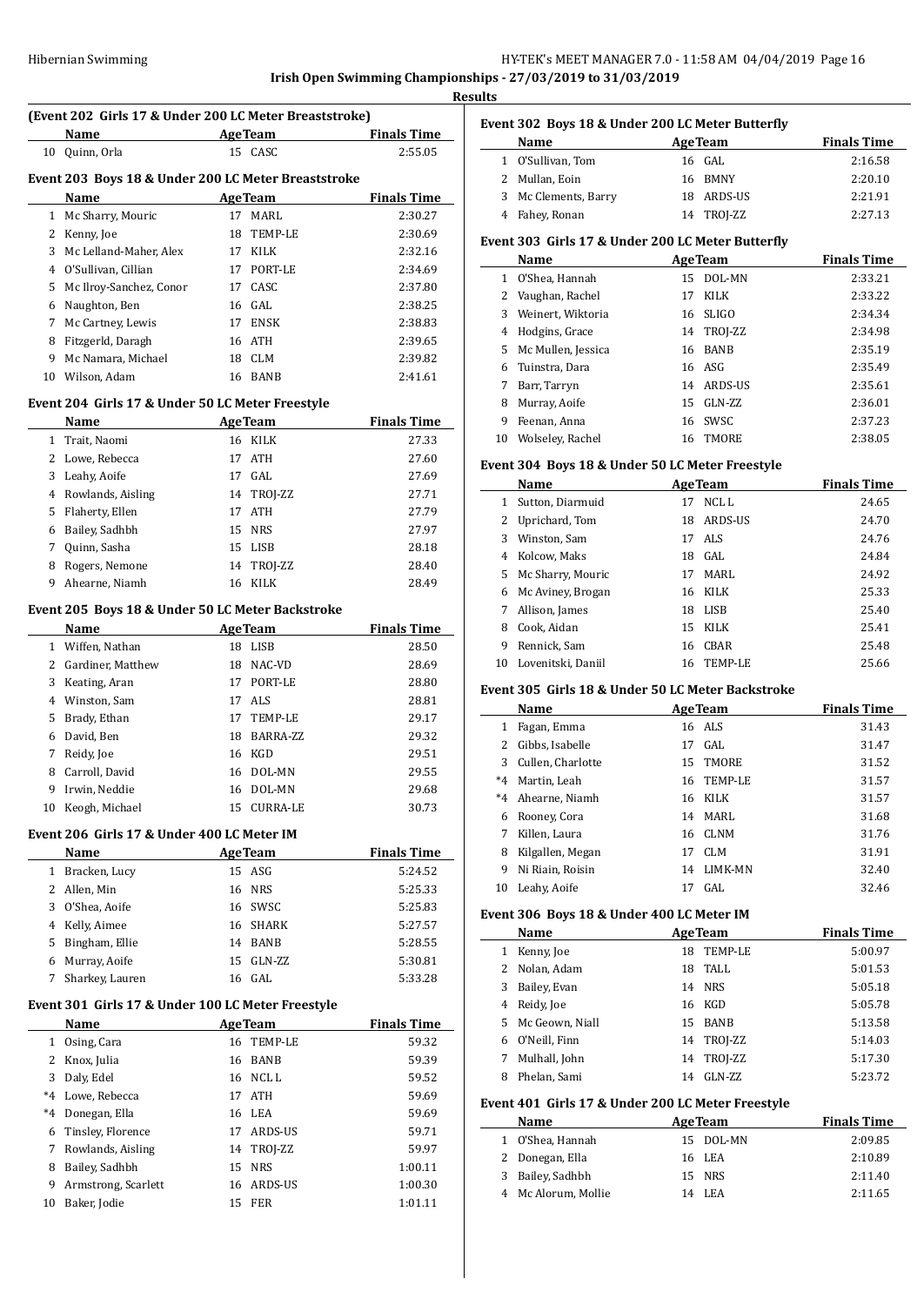## Irish Open Swimming Championships - 27/03/2019 to 31/03/2019

### Results

**(Event 202 Girls 17 & Under 200 LC Meter Breaststroke)**

| | Name | Age | Team | Finals Time |
|---|---|---|---|---|
| 10 | Quinn, Orla | 15 | CASC | 2:55.05 |

**Event 203 Boys 18 & Under 200 LC Meter Breaststroke**

| | Name | Age | Team | Finals Time |
|---|---|---|---|---|
| 1 | Mc Sharry, Mouric | 17 | MARL | 2:30.27 |
| 2 | Kenny, Joe | 18 | TEMP-LE | 2:30.69 |
| 3 | Mc Lelland-Maher, Alex | 17 | KILK | 2:32.16 |
| 4 | O'Sullivan, Cillian | 17 | PORT-LE | 2:34.69 |
| 5 | Mc Ilroy-Sanchez, Conor | 17 | CASC | 2:37.80 |
| 6 | Naughton, Ben | 16 | GAL | 2:38.25 |
| 7 | Mc Cartney, Lewis | 17 | ENSK | 2:38.83 |
| 8 | Fitzgerld, Daragh | 16 | ATH | 2:39.65 |
| 9 | Mc Namara, Michael | 18 | CLM | 2:39.82 |
| 10 | Wilson, Adam | 16 | BANB | 2:41.61 |

**Event 204 Girls 17 & Under 50 LC Meter Freestyle**

| | Name | Age | Team | Finals Time |
|---|---|---|---|---|
| 1 | Trait, Naomi | 16 | KILK | 27.33 |
| 2 | Lowe, Rebecca | 17 | ATH | 27.60 |
| 3 | Leahy, Aoife | 17 | GAL | 27.69 |
| 4 | Rowlands, Aisling | 14 | TROJ-ZZ | 27.71 |
| 5 | Flaherty, Ellen | 17 | ATH | 27.79 |
| 6 | Bailey, Sadhbh | 15 | NRS | 27.97 |
| 7 | Quinn, Sasha | 15 | LISB | 28.18 |
| 8 | Rogers, Nemone | 14 | TROJ-ZZ | 28.40 |
| 9 | Ahearne, Niamh | 16 | KILK | 28.49 |

**Event 205 Boys 18 & Under 50 LC Meter Backstroke**

| | Name | Age | Team | Finals Time |
|---|---|---|---|---|
| 1 | Wiffen, Nathan | 18 | LISB | 28.50 |
| 2 | Gardiner, Matthew | 18 | NAC-VD | 28.69 |
| 3 | Keating, Aran | 17 | PORT-LE | 28.80 |
| 4 | Winston, Sam | 17 | ALS | 28.81 |
| 5 | Brady, Ethan | 17 | TEMP-LE | 29.17 |
| 6 | David, Ben | 18 | BARRA-ZZ | 29.32 |
| 7 | Reidy, Joe | 16 | KGD | 29.51 |
| 8 | Carroll, David | 16 | DOL-MN | 29.55 |
| 9 | Irwin, Neddie | 16 | DOL-MN | 29.68 |
| 10 | Keogh, Michael | 15 | CURRA-LE | 30.73 |

**Event 206 Girls 17 & Under 400 LC Meter IM**

| | Name | Age | Team | Finals Time |
|---|---|---|---|---|
| 1 | Bracken, Lucy | 15 | ASG | 5:24.52 |
| 2 | Allen, Min | 16 | NRS | 5:25.33 |
| 3 | O'Shea, Aoife | 16 | SWSC | 5:25.83 |
| 4 | Kelly, Aimee | 16 | SHARK | 5:27.57 |
| 5 | Bingham, Ellie | 14 | BANB | 5:28.55 |
| 6 | Murray, Aoife | 15 | GLN-ZZ | 5:30.81 |
| 7 | Sharkey, Lauren | 16 | GAL | 5:33.28 |

**Event 301 Girls 17 & Under 100 LC Meter Freestyle**

| | Name | Age | Team | Finals Time |
|---|---|---|---|---|
| 1 | Osing, Cara | 16 | TEMP-LE | 59.32 |
| 2 | Knox, Julia | 16 | BANB | 59.39 |
| 3 | Daly, Edel | 16 | NCL L | 59.52 |
| *4 | Lowe, Rebecca | 17 | ATH | 59.69 |
| *4 | Donegan, Ella | 16 | LEA | 59.69 |
| 6 | Tinsley, Florence | 17 | ARDS-US | 59.71 |
| 7 | Rowlands, Aisling | 14 | TROJ-ZZ | 59.97 |
| 8 | Bailey, Sadhbh | 15 | NRS | 1:00.11 |
| 9 | Armstrong, Scarlett | 16 | ARDS-US | 1:00.30 |
| 10 | Baker, Jodie | 15 | FER | 1:01.11 |

**Event 302 Boys 18 & Under 200 LC Meter Butterfly**

| | Name | Age | Team | Finals Time |
|---|---|---|---|---|
| 1 | O'Sullivan, Tom | 16 | GAL | 2:16.58 |
| 2 | Mullan, Eoin | 16 | BMNY | 2:20.10 |
| 3 | Mc Clements, Barry | 18 | ARDS-US | 2:21.91 |
| 4 | Fahey, Ronan | 14 | TROJ-ZZ | 2:27.13 |

**Event 303 Girls 17 & Under 200 LC Meter Butterfly**

| | Name | Age | Team | Finals Time |
|---|---|---|---|---|
| 1 | O'Shea, Hannah | 15 | DOL-MN | 2:33.21 |
| 2 | Vaughan, Rachel | 17 | KILK | 2:33.22 |
| 3 | Weinert, Wiktoria | 16 | SLIGO | 2:34.34 |
| 4 | Hodgins, Grace | 14 | TROJ-ZZ | 2:34.98 |
| 5 | Mc Mullen, Jessica | 16 | BANB | 2:35.19 |
| 6 | Tuinstra, Dara | 16 | ASG | 2:35.49 |
| 7 | Barr, Tarryn | 14 | ARDS-US | 2:35.61 |
| 8 | Murray, Aoife | 15 | GLN-ZZ | 2:36.01 |
| 9 | Feenan, Anna | 16 | SWSC | 2:37.23 |
| 10 | Wolseley, Rachel | 16 | TMORE | 2:38.05 |

**Event 304 Boys 18 & Under 50 LC Meter Freestyle**

| | Name | Age | Team | Finals Time |
|---|---|---|---|---|
| 1 | Sutton, Diarmuid | 17 | NCL L | 24.65 |
| 2 | Uprichard, Tom | 18 | ARDS-US | 24.70 |
| 3 | Winston, Sam | 17 | ALS | 24.76 |
| 4 | Kolcow, Maks | 18 | GAL | 24.84 |
| 5 | Mc Sharry, Mouric | 17 | MARL | 24.92 |
| 6 | Mc Aviney, Brogan | 16 | KILK | 25.33 |
| 7 | Allison, James | 18 | LISB | 25.40 |
| 8 | Cook, Aidan | 15 | KILK | 25.41 |
| 9 | Rennick, Sam | 16 | CBAR | 25.48 |
| 10 | Lovenitski, Daniil | 16 | TEMP-LE | 25.66 |

**Event 305 Girls 18 & Under 50 LC Meter Backstroke**

| | Name | Age | Team | Finals Time |
|---|---|---|---|---|
| 1 | Fagan, Emma | 16 | ALS | 31.43 |
| 2 | Gibbs, Isabelle | 17 | GAL | 31.47 |
| 3 | Cullen, Charlotte | 15 | TMORE | 31.52 |
| *4 | Martin, Leah | 16 | TEMP-LE | 31.57 |
| *4 | Ahearne, Niamh | 16 | KILK | 31.57 |
| 6 | Rooney, Cora | 14 | MARL | 31.68 |
| 7 | Killen, Laura | 16 | CLNM | 31.76 |
| 8 | Kilgallen, Megan | 17 | CLM | 31.91 |
| 9 | Ni Riain, Roisin | 14 | LIMK-MN | 32.40 |
| 10 | Leahy, Aoife | 17 | GAL | 32.46 |

**Event 306 Boys 18 & Under 400 LC Meter IM**

| | Name | Age | Team | Finals Time |
|---|---|---|---|---|
| 1 | Kenny, Joe | 18 | TEMP-LE | 5:00.97 |
| 2 | Nolan, Adam | 18 | TALL | 5:01.53 |
| 3 | Bailey, Evan | 14 | NRS | 5:05.18 |
| 4 | Reidy, Joe | 16 | KGD | 5:05.78 |
| 5 | Mc Geown, Niall | 15 | BANB | 5:13.58 |
| 6 | O'Neill, Finn | 14 | TROJ-ZZ | 5:14.03 |
| 7 | Mulhall, John | 14 | TROJ-ZZ | 5:17.30 |
| 8 | Phelan, Sami | 14 | GLN-ZZ | 5:23.72 |

**Event 401 Girls 17 & Under 200 LC Meter Freestyle**

| | Name | Age | Team | Finals Time |
|---|---|---|---|---|
| 1 | O'Shea, Hannah | 15 | DOL-MN | 2:09.85 |
| 2 | Donegan, Ella | 16 | LEA | 2:10.89 |
| 3 | Bailey, Sadhbh | 15 | NRS | 2:11.40 |
| 4 | Mc Alorum, Mollie | 14 | LEA | 2:11.65 |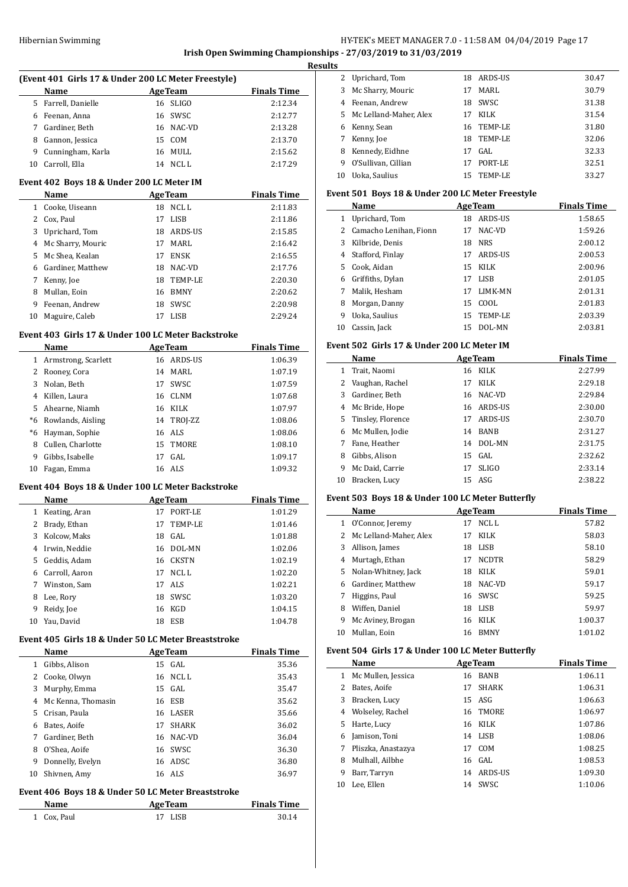## Irish Open Swimming Championships - 27/03/2019 to 31/03/2019

**Results**

### (Event 401 Girls 17 & Under 200 LC Meter Freestyle)

| | Name | Age | Team | Finals Time |
|---|---|---|---|---|
| 5 | Farrell, Danielle | 16 | SLIGO | 2:12.34 |
| 6 | Feenan, Anna | 16 | SWSC | 2:12.77 |
| 7 | Gardiner, Beth | 16 | NAC-VD | 2:13.28 |
| 8 | Gannon, Jessica | 15 | COM | 2:13.70 |
| 9 | Cunningham, Karla | 16 | MULL | 2:15.62 |
| 10 | Carroll, Ella | 14 | NCL L | 2:17.29 |

### Event 402 Boys 18 & Under 200 LC Meter IM

| | Name | Age | Team | Finals Time |
|---|---|---|---|---|
| 1 | Cooke, Uiseann | 18 | NCL L | 2:11.83 |
| 2 | Cox, Paul | 17 | LISB | 2:11.86 |
| 3 | Uprichard, Tom | 18 | ARDS-US | 2:15.85 |
| 4 | Mc Sharry, Mouric | 17 | MARL | 2:16.42 |
| 5 | Mc Shea, Kealan | 17 | ENSK | 2:16.55 |
| 6 | Gardiner, Matthew | 18 | NAC-VD | 2:17.76 |
| 7 | Kenny, Joe | 18 | TEMP-LE | 2:20.30 |
| 8 | Mullan, Eoin | 16 | BMNY | 2:20.62 |
| 9 | Feenan, Andrew | 18 | SWSC | 2:20.98 |
| 10 | Maguire, Caleb | 17 | LISB | 2:29.24 |

### Event 403 Girls 17 & Under 100 LC Meter Backstroke

| | Name | Age | Team | Finals Time |
|---|---|---|---|---|
| 1 | Armstrong, Scarlett | 16 | ARDS-US | 1:06.39 |
| 2 | Rooney, Cora | 14 | MARL | 1:07.19 |
| 3 | Nolan, Beth | 17 | SWSC | 1:07.59 |
| 4 | Killen, Laura | 16 | CLNM | 1:07.68 |
| 5 | Ahearne, Niamh | 16 | KILK | 1:07.97 |
| *6 | Rowlands, Aisling | 14 | TROJ-ZZ | 1:08.06 |
| *6 | Hayman, Sophie | 16 | ALS | 1:08.06 |
| 8 | Cullen, Charlotte | 15 | TMORE | 1:08.10 |
| 9 | Gibbs, Isabelle | 17 | GAL | 1:09.17 |
| 10 | Fagan, Emma | 16 | ALS | 1:09.32 |

### Event 404 Boys 18 & Under 100 LC Meter Backstroke

| | Name | Age | Team | Finals Time |
|---|---|---|---|---|
| 1 | Keating, Aran | 17 | PORT-LE | 1:01.29 |
| 2 | Brady, Ethan | 17 | TEMP-LE | 1:01.46 |
| 3 | Kolcow, Maks | 18 | GAL | 1:01.88 |
| 4 | Irwin, Neddie | 16 | DOL-MN | 1:02.06 |
| 5 | Geddis, Adam | 16 | CKSTN | 1:02.19 |
| 6 | Carroll, Aaron | 17 | NCL L | 1:02.20 |
| 7 | Winston, Sam | 17 | ALS | 1:02.21 |
| 8 | Lee, Rory | 18 | SWSC | 1:03.20 |
| 9 | Reidy, Joe | 16 | KGD | 1:04.15 |
| 10 | Yau, David | 18 | ESB | 1:04.78 |

### Event 405 Girls 18 & Under 50 LC Meter Breaststroke

| | Name | Age | Team | Finals Time |
|---|---|---|---|---|
| 1 | Gibbs, Alison | 15 | GAL | 35.36 |
| 2 | Cooke, Olwyn | 16 | NCL L | 35.43 |
| 3 | Murphy, Emma | 15 | GAL | 35.47 |
| 4 | Mc Kenna, Thomasin | 16 | ESB | 35.62 |
| 5 | Crisan, Paula | 16 | LASER | 35.66 |
| 6 | Bates, Aoife | 17 | SHARK | 36.02 |
| 7 | Gardiner, Beth | 16 | NAC-VD | 36.04 |
| 8 | O'Shea, Aoife | 16 | SWSC | 36.30 |
| 9 | Donnelly, Evelyn | 16 | ADSC | 36.80 |
| 10 | Shivnen, Amy | 16 | ALS | 36.97 |

### Event 406 Boys 18 & Under 50 LC Meter Breaststroke

| | Name | Age | Team | Finals Time |
|---|---|---|---|---|
| 1 | Cox, Paul | 17 | LISB | 30.14 |
| 2 | Uprichard, Tom | 18 | ARDS-US | 30.47 |
| 3 | Mc Sharry, Mouric | 17 | MARL | 30.79 |
| 4 | Feenan, Andrew | 18 | SWSC | 31.38 |
| 5 | Mc Lelland-Maher, Alex | 17 | KILK | 31.54 |
| 6 | Kenny, Sean | 16 | TEMP-LE | 31.80 |
| 7 | Kenny, Joe | 18 | TEMP-LE | 32.06 |
| 8 | Kennedy, Eidhne | 17 | GAL | 32.33 |
| 9 | O'Sullivan, Cillian | 17 | PORT-LE | 32.51 |
| 10 | Uoka, Saulius | 15 | TEMP-LE | 33.27 |

### Event 501 Boys 18 & Under 200 LC Meter Freestyle

| | Name | Age | Team | Finals Time |
|---|---|---|---|---|
| 1 | Uprichard, Tom | 18 | ARDS-US | 1:58.65 |
| 2 | Camacho Lenihan, Fionn | 17 | NAC-VD | 1:59.26 |
| 3 | Kilbride, Denis | 18 | NRS | 2:00.12 |
| 4 | Stafford, Finlay | 17 | ARDS-US | 2:00.53 |
| 5 | Cook, Aidan | 15 | KILK | 2:00.96 |
| 6 | Griffiths, Dylan | 17 | LISB | 2:01.05 |
| 7 | Malik, Hesham | 17 | LIMK-MN | 2:01.31 |
| 8 | Morgan, Danny | 15 | COOL | 2:01.83 |
| 9 | Uoka, Saulius | 15 | TEMP-LE | 2:03.39 |
| 10 | Cassin, Jack | 15 | DOL-MN | 2:03.81 |

### Event 502 Girls 17 & Under 200 LC Meter IM

| | Name | Age | Team | Finals Time |
|---|---|---|---|---|
| 1 | Trait, Naomi | 16 | KILK | 2:27.99 |
| 2 | Vaughan, Rachel | 17 | KILK | 2:29.18 |
| 3 | Gardiner, Beth | 16 | NAC-VD | 2:29.84 |
| 4 | Mc Bride, Hope | 16 | ARDS-US | 2:30.00 |
| 5 | Tinsley, Florence | 17 | ARDS-US | 2:30.70 |
| 6 | Mc Mullen, Jodie | 14 | BANB | 2:31.27 |
| 7 | Fane, Heather | 14 | DOL-MN | 2:31.75 |
| 8 | Gibbs, Alison | 15 | GAL | 2:32.62 |
| 9 | Mc Daid, Carrie | 17 | SLIGO | 2:33.14 |
| 10 | Bracken, Lucy | 15 | ASG | 2:38.22 |

### Event 503 Boys 18 & Under 100 LC Meter Butterfly

| | Name | Age | Team | Finals Time |
|---|---|---|---|---|
| 1 | O'Connor, Jeremy | 17 | NCL L | 57.82 |
| 2 | Mc Lelland-Maher, Alex | 17 | KILK | 58.03 |
| 3 | Allison, James | 18 | LISB | 58.10 |
| 4 | Murtagh, Ethan | 17 | NCDTR | 58.29 |
| 5 | Nolan-Whitney, Jack | 18 | KILK | 59.01 |
| 6 | Gardiner, Matthew | 18 | NAC-VD | 59.17 |
| 7 | Higgins, Paul | 16 | SWSC | 59.25 |
| 8 | Wiffen, Daniel | 18 | LISB | 59.97 |
| 9 | Mc Aviney, Brogan | 16 | KILK | 1:00.37 |
| 10 | Mullan, Eoin | 16 | BMNY | 1:01.02 |

### Event 504 Girls 17 & Under 100 LC Meter Butterfly

| | Name | Age | Team | Finals Time |
|---|---|---|---|---|
| 1 | Mc Mullen, Jessica | 16 | BANB | 1:06.11 |
| 2 | Bates, Aoife | 17 | SHARK | 1:06.31 |
| 3 | Bracken, Lucy | 15 | ASG | 1:06.63 |
| 4 | Wolseley, Rachel | 16 | TMORE | 1:06.97 |
| 5 | Harte, Lucy | 16 | KILK | 1:07.86 |
| 6 | Jamison, Toni | 14 | LISB | 1:08.06 |
| 7 | Pliszka, Anastazya | 17 | COM | 1:08.25 |
| 8 | Mulhall, Ailbhe | 16 | GAL | 1:08.53 |
| 9 | Barr, Tarryn | 14 | ARDS-US | 1:09.30 |
| 10 | Lee, Ellen | 14 | SWSC | 1:10.06 |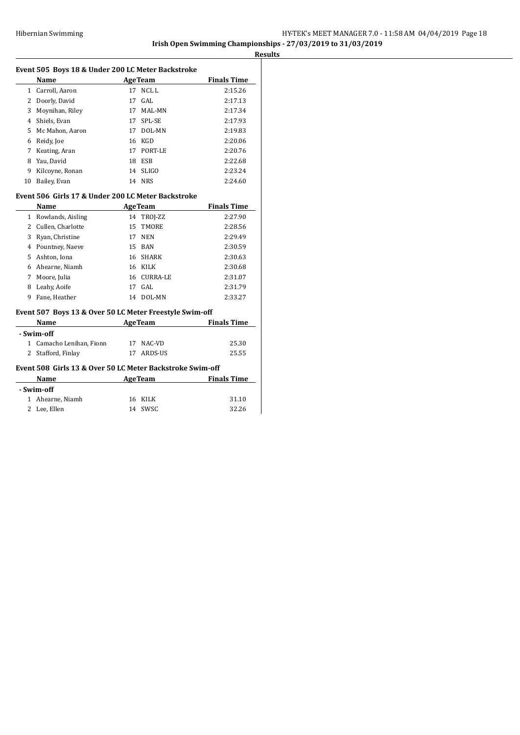Irish Open Swimming Championships - 27/03/2019 to 31/03/2019

**Results**

### Event 505 Boys 18 & Under 200 LC Meter Backstroke

| | Name | Age | Team | Finals Time |
|---|---|---|---|---|
| 1 | Carroll, Aaron | 17 | NCL L | 2:15.26 |
| 2 | Doorly, David | 17 | GAL | 2:17.13 |
| 3 | Moynihan, Riley | 17 | MAL-MN | 2:17.34 |
| 4 | Shiels, Evan | 17 | SPL-SE | 2:17.93 |
| 5 | Mc Mahon, Aaron | 17 | DOL-MN | 2:19.83 |
| 6 | Reidy, Joe | 16 | KGD | 2:20.06 |
| 7 | Keating, Aran | 17 | PORT-LE | 2:20.76 |
| 8 | Yau, David | 18 | ESB | 2:22.68 |
| 9 | Kilcoyne, Ronan | 14 | SLIGO | 2:23.24 |
| 10 | Bailey, Evan | 14 | NRS | 2:24.60 |

### Event 506 Girls 17 & Under 200 LC Meter Backstroke

| | Name | Age | Team | Finals Time |
|---|---|---|---|---|
| 1 | Rowlands, Aisling | 14 | TROJ-ZZ | 2:27.90 |
| 2 | Cullen, Charlotte | 15 | TMORE | 2:28.56 |
| 3 | Ryan, Christine | 17 | NEN | 2:29.49 |
| 4 | Pountney, Naeve | 15 | BAN | 2:30.59 |
| 5 | Ashton, Iona | 16 | SHARK | 2:30.63 |
| 6 | Ahearne, Niamh | 16 | KILK | 2:30.68 |
| 7 | Moore, Julia | 16 | CURRA-LE | 2:31.07 |
| 8 | Leahy, Aoife | 17 | GAL | 2:31.79 |
| 9 | Fane, Heather | 14 | DOL-MN | 2:33.27 |

### Event 507 Boys 13 & Over 50 LC Meter Freestyle Swim-off

| | Name | Age | Team | Finals Time |
|---|---|---|---|---|
| **- Swim-off** | | | | |
| 1 | Camacho Lenihan, Fionn | 17 | NAC-VD | 25.30 |
| 2 | Stafford, Finlay | 17 | ARDS-US | 25.55 |

### Event 508 Girls 13 & Over 50 LC Meter Backstroke Swim-off

| | Name | Age | Team | Finals Time |
|---|---|---|---|---|
| **- Swim-off** | | | | |
| 1 | Ahearne, Niamh | 16 | KILK | 31.10 |
| 2 | Lee, Ellen | 14 | SWSC | 32.26 |